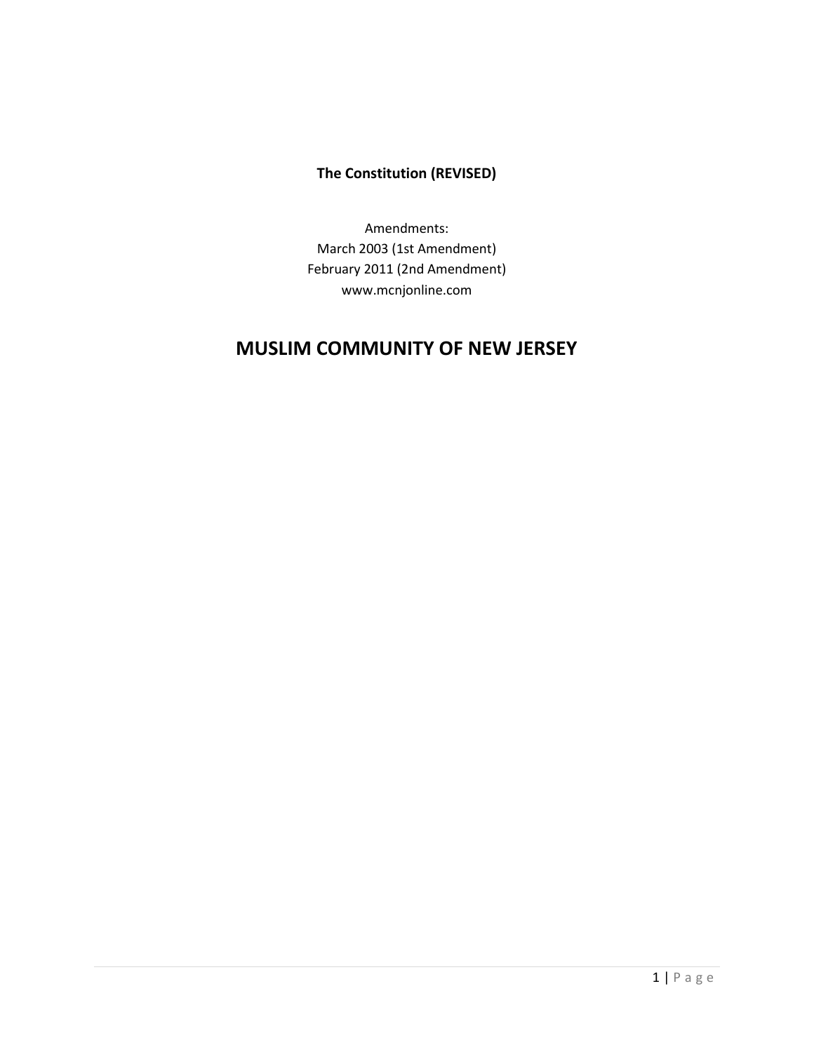**The Constitution (REVISED)**

Amendments:
March 2003 (1st Amendment)
February 2011 (2nd Amendment)
www.mcnjonline.com

# MUSLIM COMMUNITY OF NEW JERSEY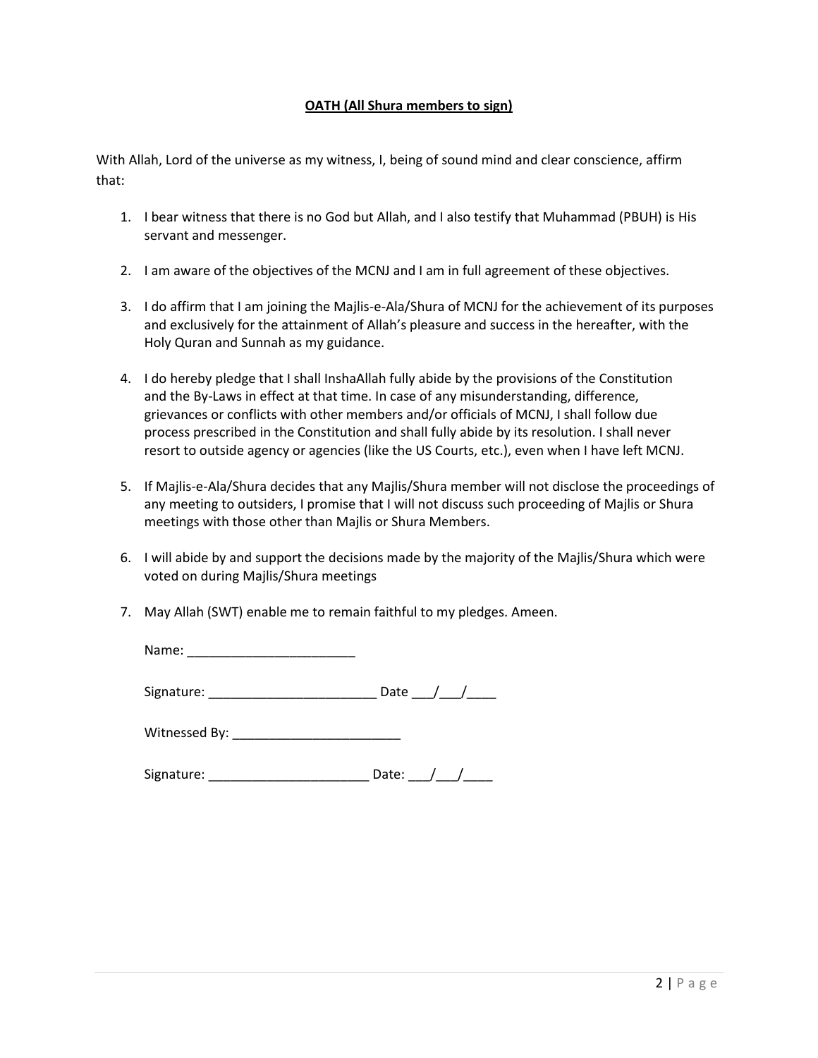**<u>OATH (All Shura members to sign)</u>**

With Allah, Lord of the universe as my witness, I, being of sound mind and clear conscience, affirm that:

1. I bear witness that there is no God but Allah, and I also testify that Muhammad (PBUH) is His servant and messenger.

2. I am aware of the objectives of the MCNJ and I am in full agreement of these objectives.

3. I do affirm that I am joining the Majlis-e-Ala/Shura of MCNJ for the achievement of its purposes and exclusively for the attainment of Allah's pleasure and success in the hereafter, with the Holy Quran and Sunnah as my guidance.

4. I do hereby pledge that I shall InshaAllah fully abide by the provisions of the Constitution and the By-Laws in effect at that time. In case of any misunderstanding, difference, grievances or conflicts with other members and/or officials of MCNJ, I shall follow due process prescribed in the Constitution and shall fully abide by its resolution. I shall never resort to outside agency or agencies (like the US Courts, etc.), even when I have left MCNJ.

5. If Majlis-e-Ala/Shura decides that any Majlis/Shura member will not disclose the proceedings of any meeting to outsiders, I promise that I will not discuss such proceeding of Majlis or Shura meetings with those other than Majlis or Shura Members.

6. I will abide by and support the decisions made by the majority of the Majlis/Shura which were voted on during Majlis/Shura meetings

7. May Allah (SWT) enable me to remain faithful to my pledges. Ameen.

   Name: _______________________

   Signature: _______________________ Date ___/___/____

   Witnessed By: _______________________

   Signature: ______________________ Date: ___/___/____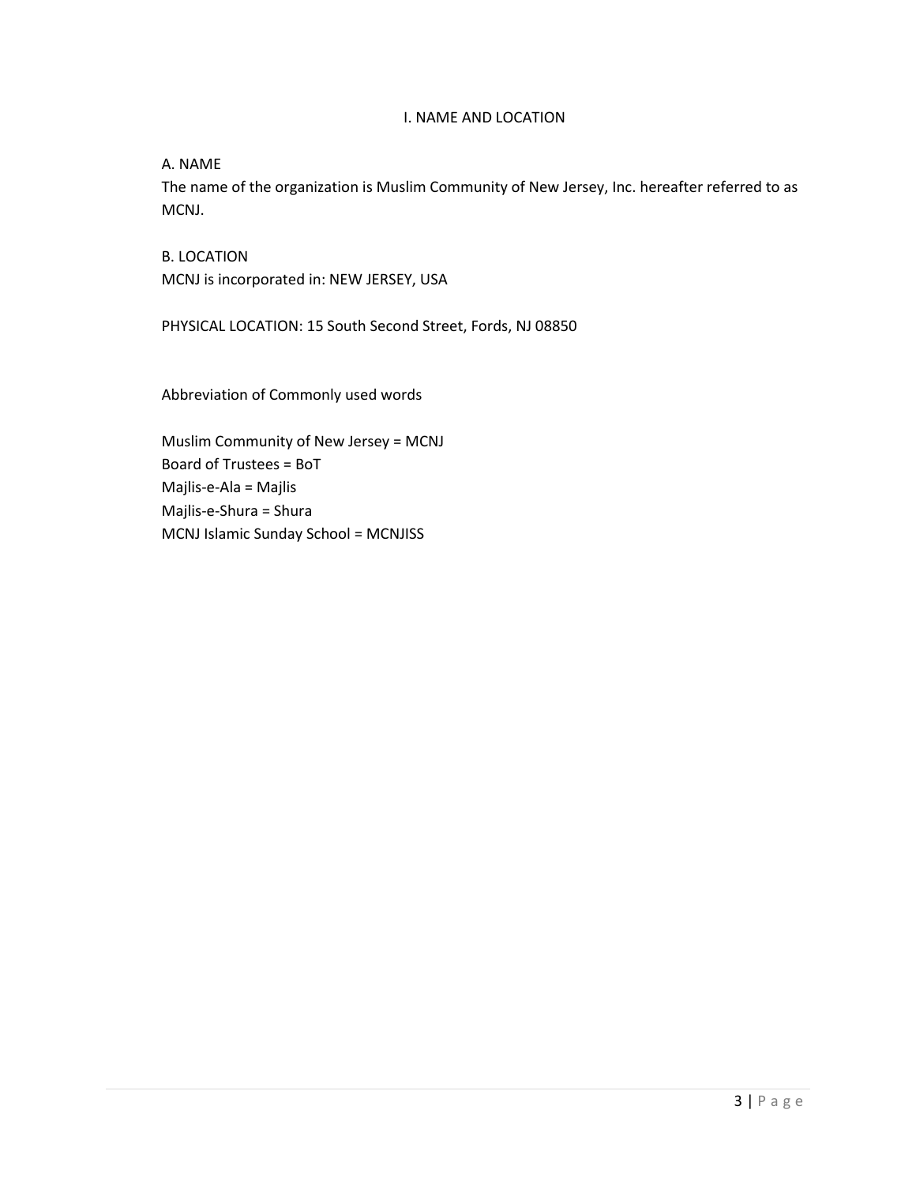# I. NAME AND LOCATION

## A. NAME

The name of the organization is Muslim Community of New Jersey, Inc. hereafter referred to as MCNJ.

## B. LOCATION

MCNJ is incorporated in: NEW JERSEY, USA

PHYSICAL LOCATION: 15 South Second Street, Fords, NJ 08850

Abbreviation of Commonly used words

Muslim Community of New Jersey = MCNJ
Board of Trustees = BoT
Majlis-e-Ala = Majlis
Majlis-e-Shura = Shura
MCNJ Islamic Sunday School = MCNJISS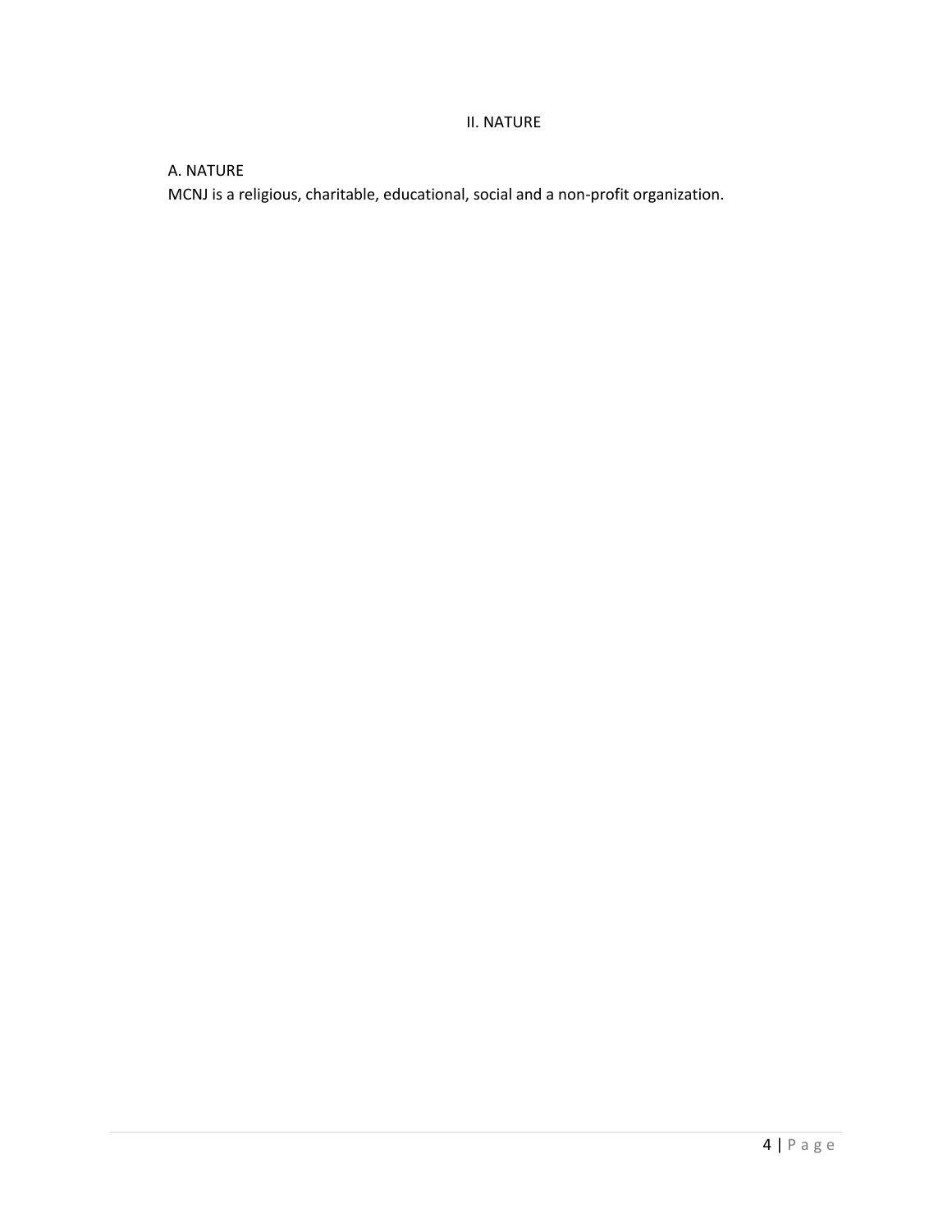## II. NATURE

### A. NATURE

MCNJ is a religious, charitable, educational, social and a non-profit organization.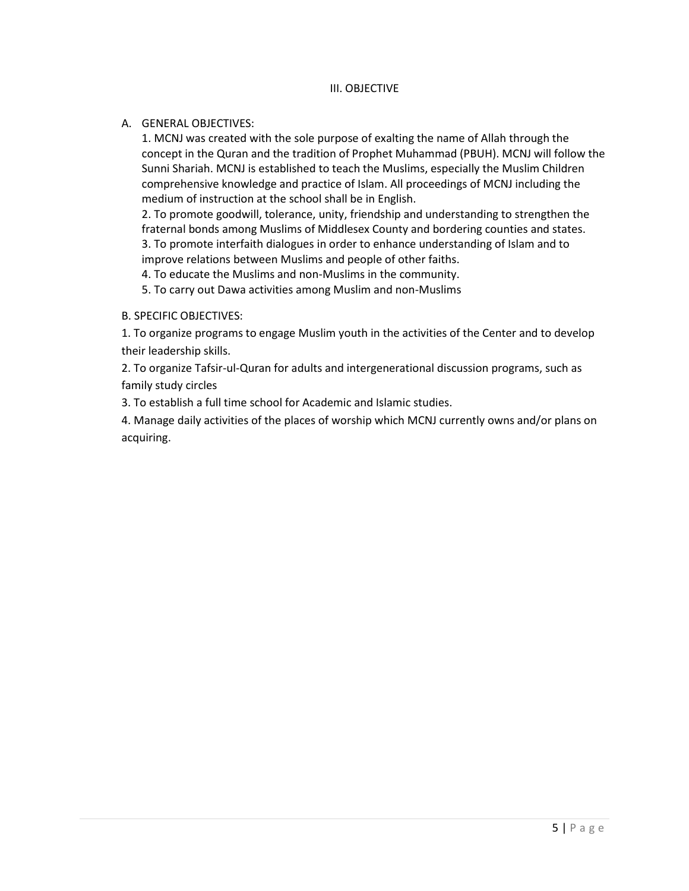## III. OBJECTIVE

A. GENERAL OBJECTIVES:

1. MCNJ was created with the sole purpose of exalting the name of Allah through the concept in the Quran and the tradition of Prophet Muhammad (PBUH). MCNJ will follow the Sunni Shariah. MCNJ is established to teach the Muslims, especially the Muslim Children comprehensive knowledge and practice of Islam. All proceedings of MCNJ including the medium of instruction at the school shall be in English.
2. To promote goodwill, tolerance, unity, friendship and understanding to strengthen the fraternal bonds among Muslims of Middlesex County and bordering counties and states.
3. To promote interfaith dialogues in order to enhance understanding of Islam and to improve relations between Muslims and people of other faiths.
4. To educate the Muslims and non-Muslims in the community.
5. To carry out Dawa activities among Muslim and non-Muslims

B. SPECIFIC OBJECTIVES:

1. To organize programs to engage Muslim youth in the activities of the Center and to develop their leadership skills.
2. To organize Tafsir-ul-Quran for adults and intergenerational discussion programs, such as family study circles
3. To establish a full time school for Academic and Islamic studies.
4. Manage daily activities of the places of worship which MCNJ currently owns and/or plans on acquiring.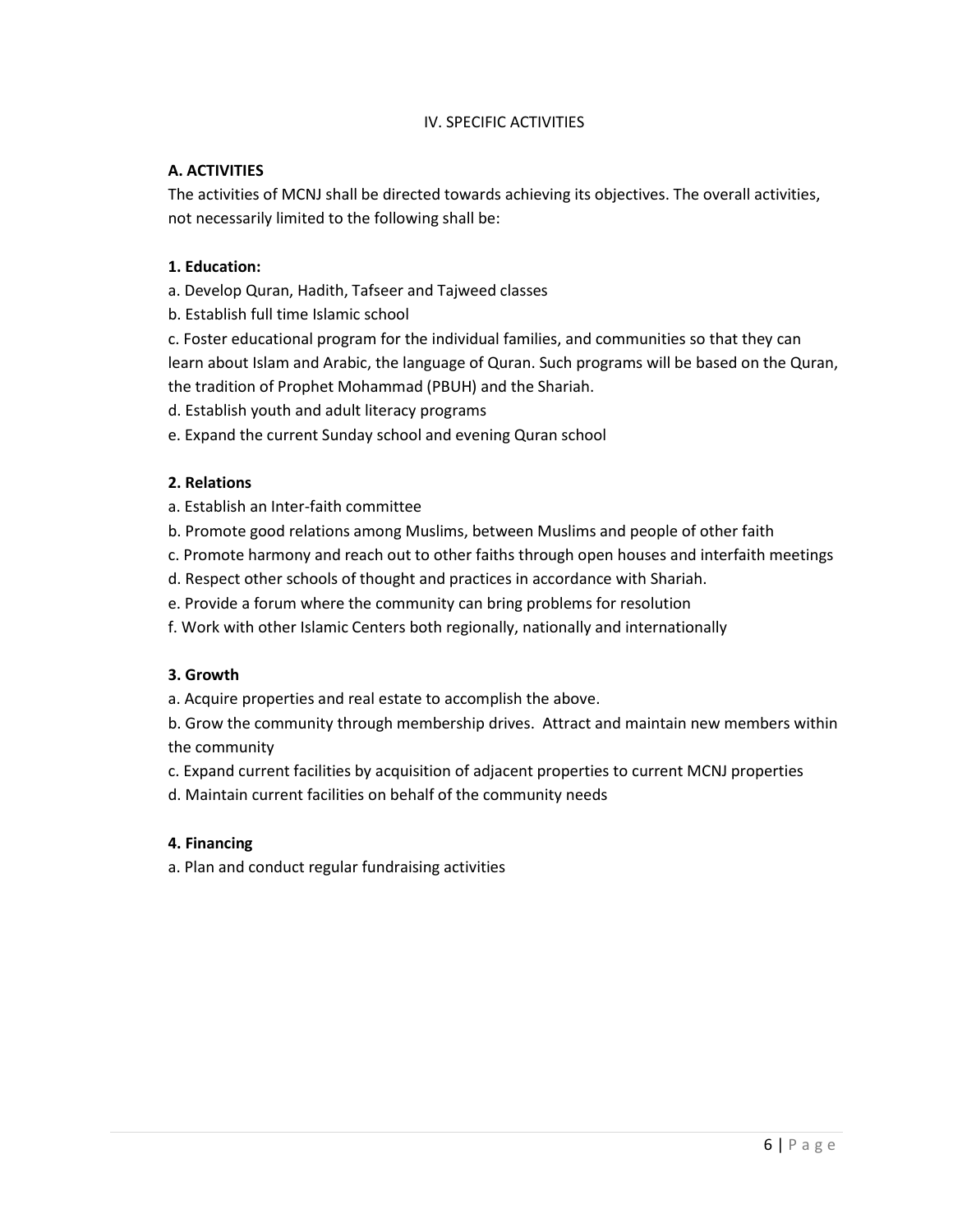## IV. SPECIFIC ACTIVITIES

### A. ACTIVITIES

The activities of MCNJ shall be directed towards achieving its objectives. The overall activities, not necessarily limited to the following shall be:

**1. Education:**

a. Develop Quran, Hadith, Tafseer and Tajweed classes

b. Establish full time Islamic school

c. Foster educational program for the individual families, and communities so that they can learn about Islam and Arabic, the language of Quran. Such programs will be based on the Quran, the tradition of Prophet Mohammad (PBUH) and the Shariah.

d. Establish youth and adult literacy programs

e. Expand the current Sunday school and evening Quran school

**2. Relations**

a. Establish an Inter-faith committee

b. Promote good relations among Muslims, between Muslims and people of other faith

c. Promote harmony and reach out to other faiths through open houses and interfaith meetings

d. Respect other schools of thought and practices in accordance with Shariah.

e. Provide a forum where the community can bring problems for resolution

f. Work with other Islamic Centers both regionally, nationally and internationally

**3. Growth**

a. Acquire properties and real estate to accomplish the above.

b. Grow the community through membership drives. Attract and maintain new members within the community

c. Expand current facilities by acquisition of adjacent properties to current MCNJ properties

d. Maintain current facilities on behalf of the community needs

**4. Financing**

a. Plan and conduct regular fundraising activities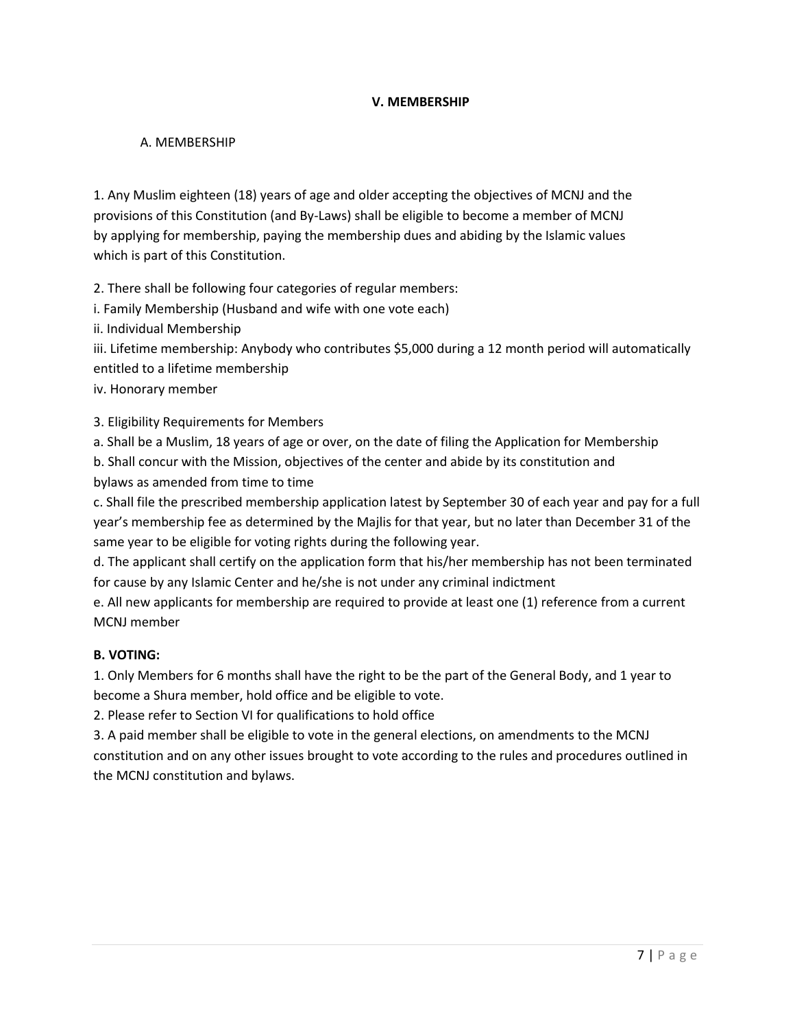## V. MEMBERSHIP

### A. MEMBERSHIP

1. Any Muslim eighteen (18) years of age and older accepting the objectives of MCNJ and the provisions of this Constitution (and By-Laws) shall be eligible to become a member of MCNJ by applying for membership, paying the membership dues and abiding by the Islamic values which is part of this Constitution.

2. There shall be following four categories of regular members:

i. Family Membership (Husband and wife with one vote each)
ii. Individual Membership
iii. Lifetime membership: Anybody who contributes $5,000 during a 12 month period will automatically entitled to a lifetime membership
iv. Honorary member

3. Eligibility Requirements for Members

a. Shall be a Muslim, 18 years of age or over, on the date of filing the Application for Membership
b. Shall concur with the Mission, objectives of the center and abide by its constitution and bylaws as amended from time to time
c. Shall file the prescribed membership application latest by September 30 of each year and pay for a full year's membership fee as determined by the Majlis for that year, but no later than December 31 of the same year to be eligible for voting rights during the following year.
d. The applicant shall certify on the application form that his/her membership has not been terminated for cause by any Islamic Center and he/she is not under any criminal indictment
e. All new applicants for membership are required to provide at least one (1) reference from a current MCNJ member

### B. VOTING:

1. Only Members for 6 months shall have the right to be the part of the General Body, and 1 year to become a Shura member, hold office and be eligible to vote.
2. Please refer to Section VI for qualifications to hold office
3. A paid member shall be eligible to vote in the general elections, on amendments to the MCNJ constitution and on any other issues brought to vote according to the rules and procedures outlined in the MCNJ constitution and bylaws.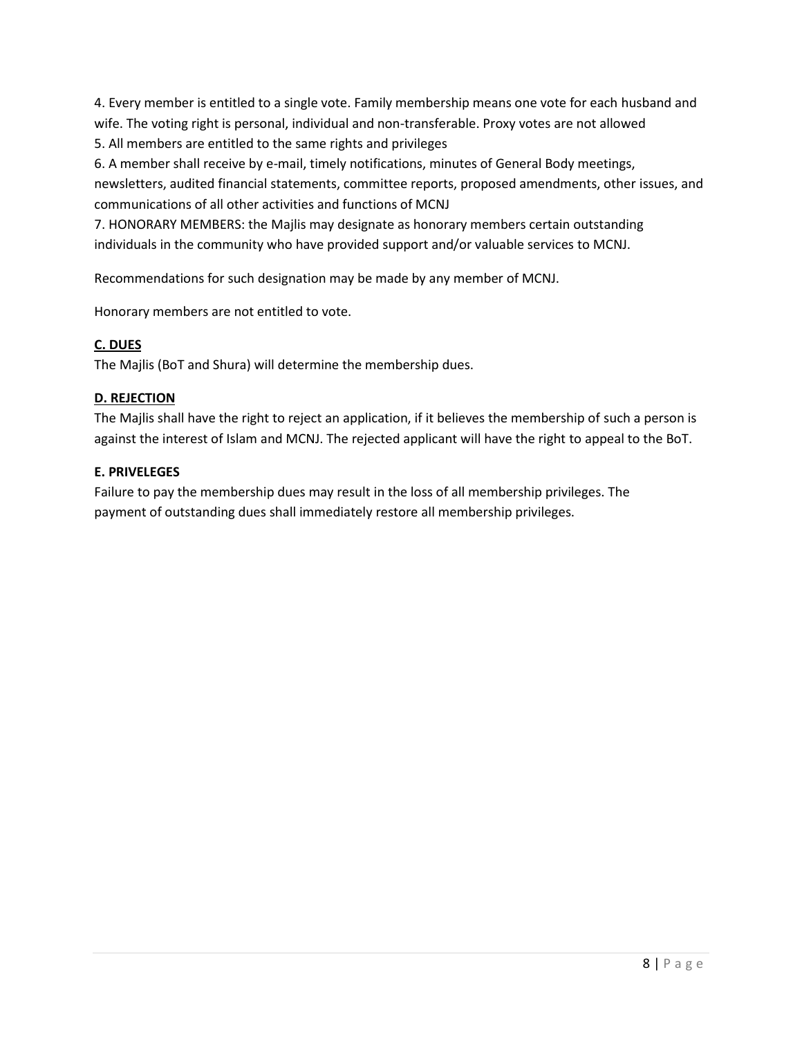4. Every member is entitled to a single vote. Family membership means one vote for each husband and wife. The voting right is personal, individual and non-transferable. Proxy votes are not allowed

5. All members are entitled to the same rights and privileges

6. A member shall receive by e-mail, timely notifications, minutes of General Body meetings, newsletters, audited financial statements, committee reports, proposed amendments, other issues, and communications of all other activities and functions of MCNJ

7. HONORARY MEMBERS: the Majlis may designate as honorary members certain outstanding individuals in the community who have provided support and/or valuable services to MCNJ.

Recommendations for such designation may be made by any member of MCNJ.

Honorary members are not entitled to vote.

### C. DUES

The Majlis (BoT and Shura) will determine the membership dues.

### D. REJECTION

The Majlis shall have the right to reject an application, if it believes the membership of such a person is against the interest of Islam and MCNJ. The rejected applicant will have the right to appeal to the BoT.

### E. PRIVELEGES

Failure to pay the membership dues may result in the loss of all membership privileges. The payment of outstanding dues shall immediately restore all membership privileges.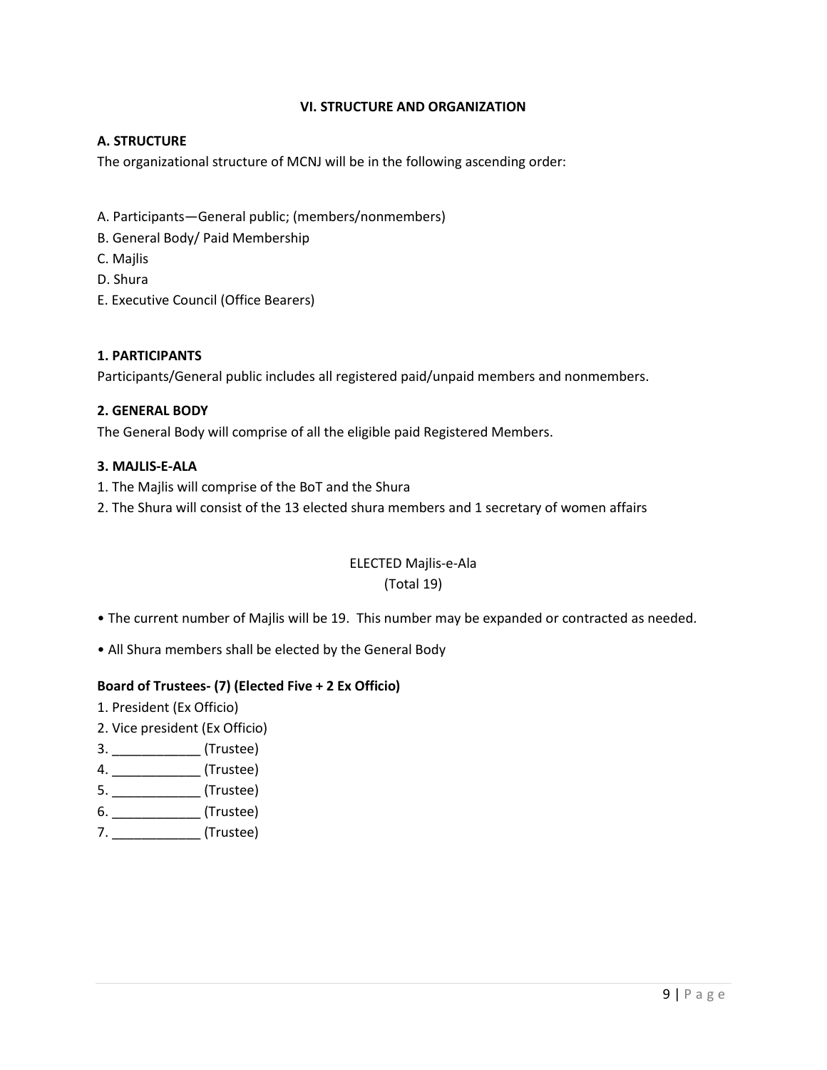## VI. STRUCTURE AND ORGANIZATION

### A. STRUCTURE

The organizational structure of MCNJ will be in the following ascending order:

A. Participants—General public; (members/nonmembers)
B. General Body/ Paid Membership
C. Majlis
D. Shura
E. Executive Council (Office Bearers)

### 1. PARTICIPANTS

Participants/General public includes all registered paid/unpaid members and nonmembers.

### 2. GENERAL BODY

The General Body will comprise of all the eligible paid Registered Members.

### 3. MAJLIS-E-ALA

1. The Majlis will comprise of the BoT and the Shura
2. The Shura will consist of the 13 elected shura members and 1 secretary of women affairs

ELECTED Majlis-e-Ala
(Total 19)

- The current number of Majlis will be 19. This number may be expanded or contracted as needed.
- All Shura members shall be elected by the General Body

**Board of Trustees- (7) (Elected Five + 2 Ex Officio)**

1. President (Ex Officio)
2. Vice president (Ex Officio)
3. ____________ (Trustee)
4. ____________ (Trustee)
5. ____________ (Trustee)
6. ____________ (Trustee)
7. ____________ (Trustee)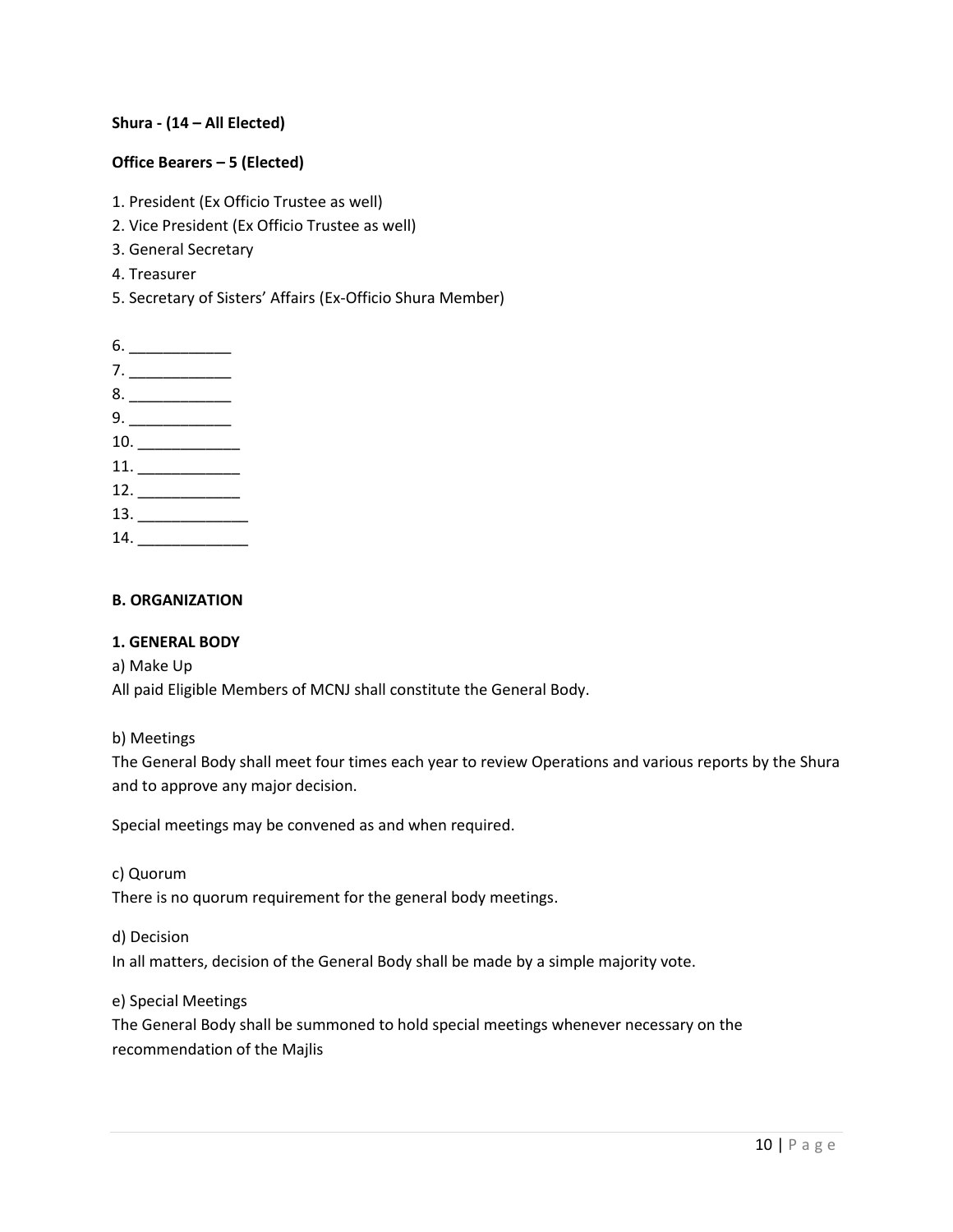**Shura - (14 – All Elected)**

**Office Bearers – 5 (Elected)**

1. President (Ex Officio Trustee as well)
2. Vice President (Ex Officio Trustee as well)
3. General Secretary
4. Treasurer
5. Secretary of Sisters' Affairs (Ex-Officio Shura Member)

6. ____________
7. ____________
8. ____________
9. ____________
10. ____________
11. ____________
12. ____________
13. _____________
14. _____________

**B. ORGANIZATION**

**1. GENERAL BODY**

a) Make Up
All paid Eligible Members of MCNJ shall constitute the General Body.

b) Meetings
The General Body shall meet four times each year to review Operations and various reports by the Shura and to approve any major decision.

Special meetings may be convened as and when required.

c) Quorum
There is no quorum requirement for the general body meetings.

d) Decision
In all matters, decision of the General Body shall be made by a simple majority vote.

e) Special Meetings
The General Body shall be summoned to hold special meetings whenever necessary on the recommendation of the Majlis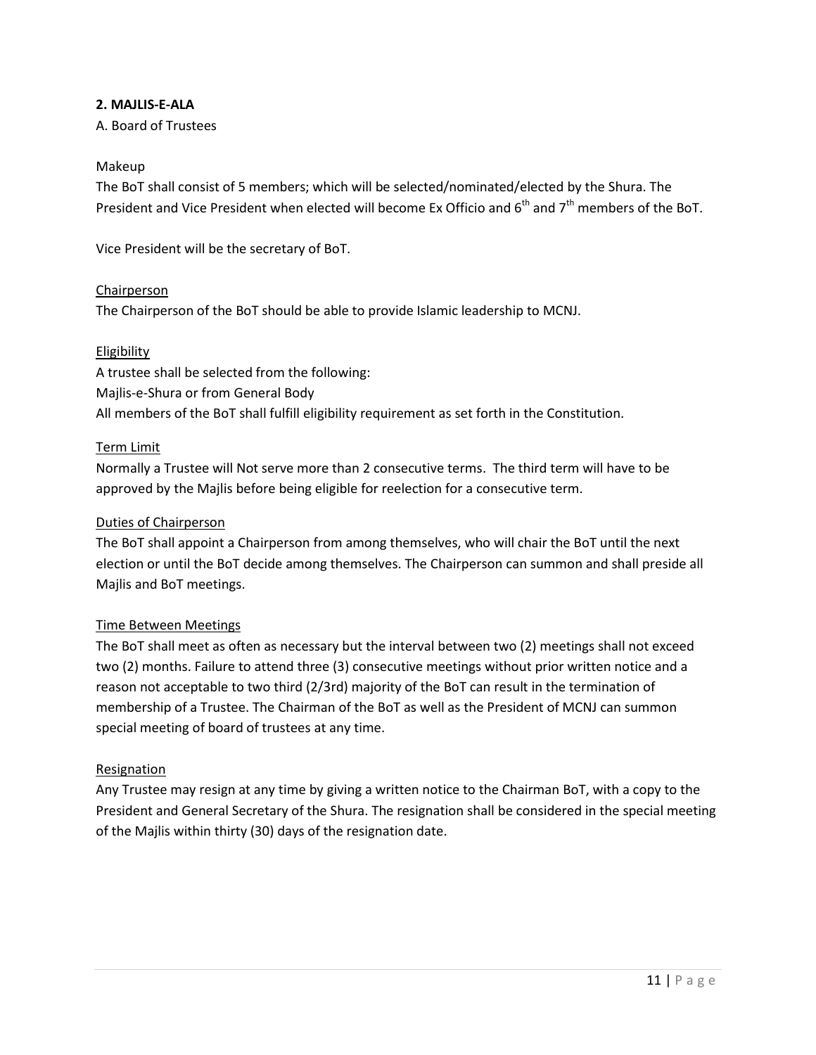**2. MAJLIS-E-ALA**

A. Board of Trustees

Makeup

The BoT shall consist of 5 members; which will be selected/nominated/elected by the Shura. The President and Vice President when elected will become Ex Officio and 6th and 7th members of the BoT.

Vice President will be the secretary of BoT.

Chairperson

The Chairperson of the BoT should be able to provide Islamic leadership to MCNJ.

Eligibility

A trustee shall be selected from the following:
Majlis-e-Shura or from General Body
All members of the BoT shall fulfill eligibility requirement as set forth in the Constitution.

Term Limit

Normally a Trustee will Not serve more than 2 consecutive terms. The third term will have to be approved by the Majlis before being eligible for reelection for a consecutive term.

Duties of Chairperson

The BoT shall appoint a Chairperson from among themselves, who will chair the BoT until the next election or until the BoT decide among themselves. The Chairperson can summon and shall preside all Majlis and BoT meetings.

Time Between Meetings

The BoT shall meet as often as necessary but the interval between two (2) meetings shall not exceed two (2) months. Failure to attend three (3) consecutive meetings without prior written notice and a reason not acceptable to two third (2/3rd) majority of the BoT can result in the termination of membership of a Trustee. The Chairman of the BoT as well as the President of MCNJ can summon special meeting of board of trustees at any time.

Resignation

Any Trustee may resign at any time by giving a written notice to the Chairman BoT, with a copy to the President and General Secretary of the Shura. The resignation shall be considered in the special meeting of the Majlis within thirty (30) days of the resignation date.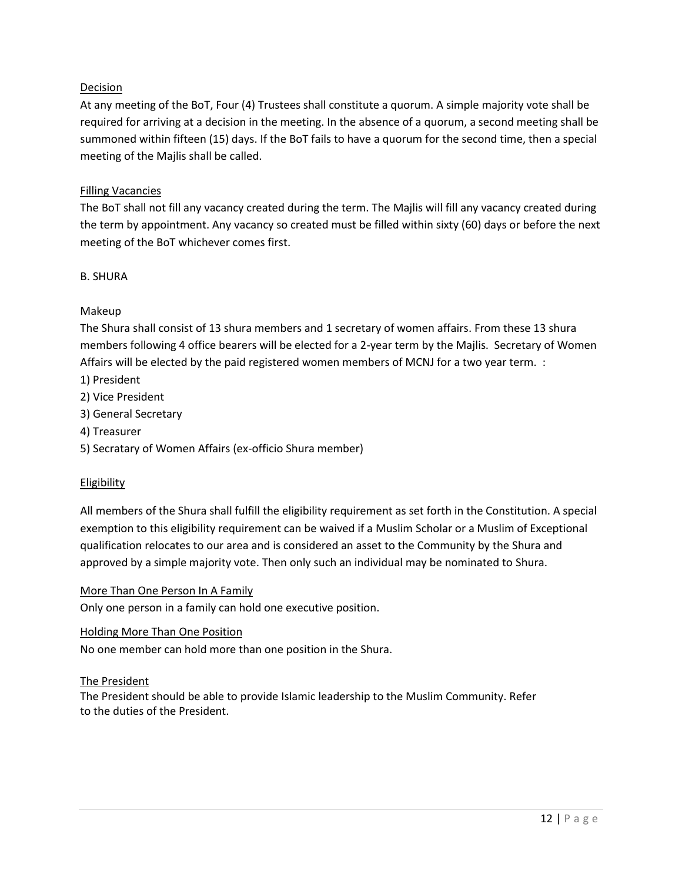<u>Decision</u>

At any meeting of the BoT, Four (4) Trustees shall constitute a quorum. A simple majority vote shall be required for arriving at a decision in the meeting. In the absence of a quorum, a second meeting shall be summoned within fifteen (15) days. If the BoT fails to have a quorum for the second time, then a special meeting of the Majlis shall be called.

<u>Filling Vacancies</u>

The BoT shall not fill any vacancy created during the term. The Majlis will fill any vacancy created during the term by appointment. Any vacancy so created must be filled within sixty (60) days or before the next meeting of the BoT whichever comes first.

B. SHURA

Makeup

The Shura shall consist of 13 shura members and 1 secretary of women affairs. From these 13 shura members following 4 office bearers will be elected for a 2-year term by the Majlis. Secretary of Women Affairs will be elected by the paid registered women members of MCNJ for a two year term. :

1) President
2) Vice President
3) General Secretary
4) Treasurer
5) Secratary of Women Affairs (ex-officio Shura member)

<u>Eligibility</u>

All members of the Shura shall fulfill the eligibility requirement as set forth in the Constitution. A special exemption to this eligibility requirement can be waived if a Muslim Scholar or a Muslim of Exceptional qualification relocates to our area and is considered an asset to the Community by the Shura and approved by a simple majority vote. Then only such an individual may be nominated to Shura.

<u>More Than One Person In A Family</u>

Only one person in a family can hold one executive position.

<u>Holding More Than One Position</u>

No one member can hold more than one position in the Shura.

<u>The President</u>

The President should be able to provide Islamic leadership to the Muslim Community. Refer to the duties of the President.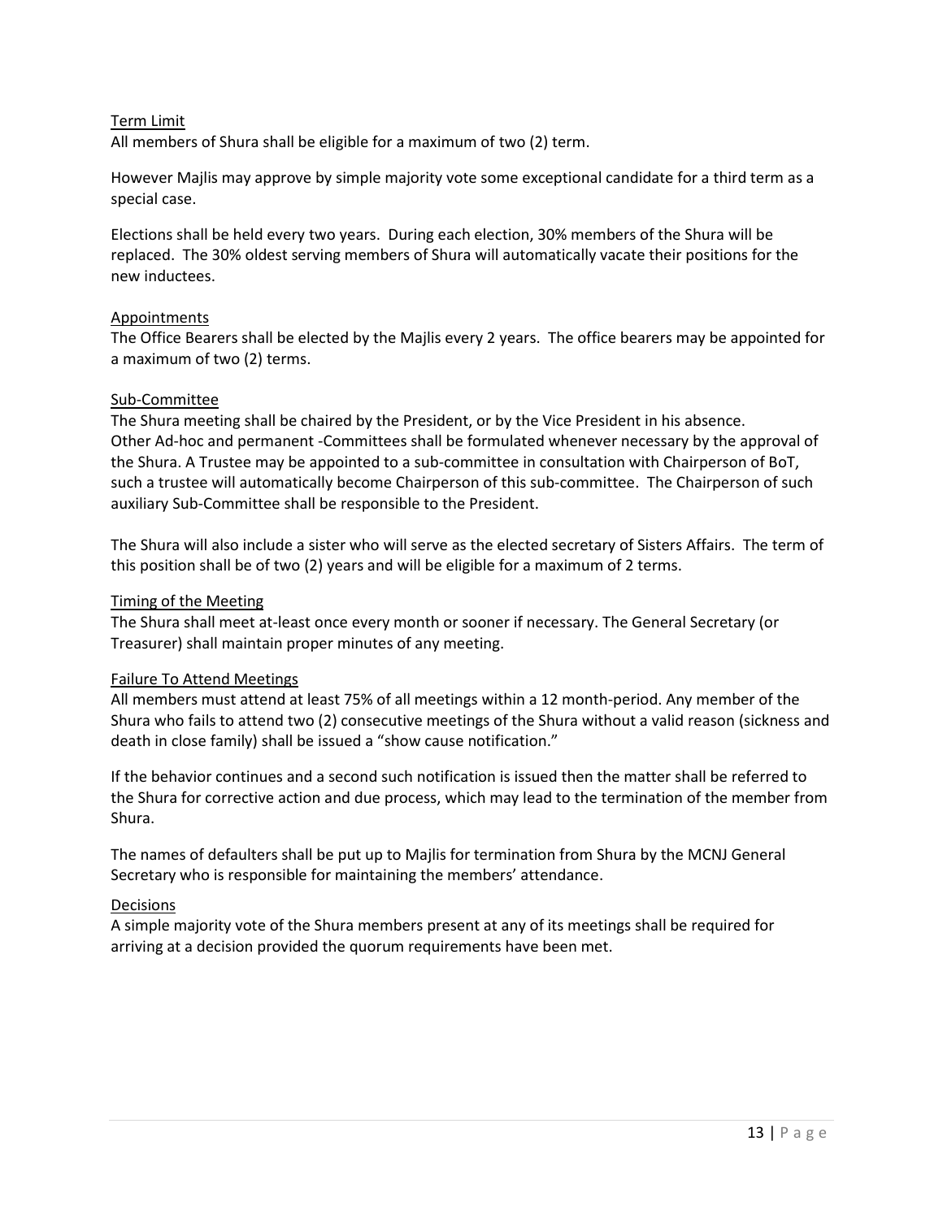## Term Limit

All members of Shura shall be eligible for a maximum of two (2) term.

However Majlis may approve by simple majority vote some exceptional candidate for a third term as a special case.

Elections shall be held every two years. During each election, 30% members of the Shura will be replaced. The 30% oldest serving members of Shura will automatically vacate their positions for the new inductees.

## Appointments

The Office Bearers shall be elected by the Majlis every 2 years. The office bearers may be appointed for a maximum of two (2) terms.

## Sub-Committee

The Shura meeting shall be chaired by the President, or by the Vice President in his absence. Other Ad-hoc and permanent -Committees shall be formulated whenever necessary by the approval of the Shura. A Trustee may be appointed to a sub-committee in consultation with Chairperson of BoT, such a trustee will automatically become Chairperson of this sub-committee. The Chairperson of such auxiliary Sub-Committee shall be responsible to the President.

The Shura will also include a sister who will serve as the elected secretary of Sisters Affairs. The term of this position shall be of two (2) years and will be eligible for a maximum of 2 terms.

## Timing of the Meeting

The Shura shall meet at-least once every month or sooner if necessary. The General Secretary (or Treasurer) shall maintain proper minutes of any meeting.

## Failure To Attend Meetings

All members must attend at least 75% of all meetings within a 12 month-period. Any member of the Shura who fails to attend two (2) consecutive meetings of the Shura without a valid reason (sickness and death in close family) shall be issued a "show cause notification."

If the behavior continues and a second such notification is issued then the matter shall be referred to the Shura for corrective action and due process, which may lead to the termination of the member from Shura.

The names of defaulters shall be put up to Majlis for termination from Shura by the MCNJ General Secretary who is responsible for maintaining the members' attendance.

## Decisions

A simple majority vote of the Shura members present at any of its meetings shall be required for arriving at a decision provided the quorum requirements have been met.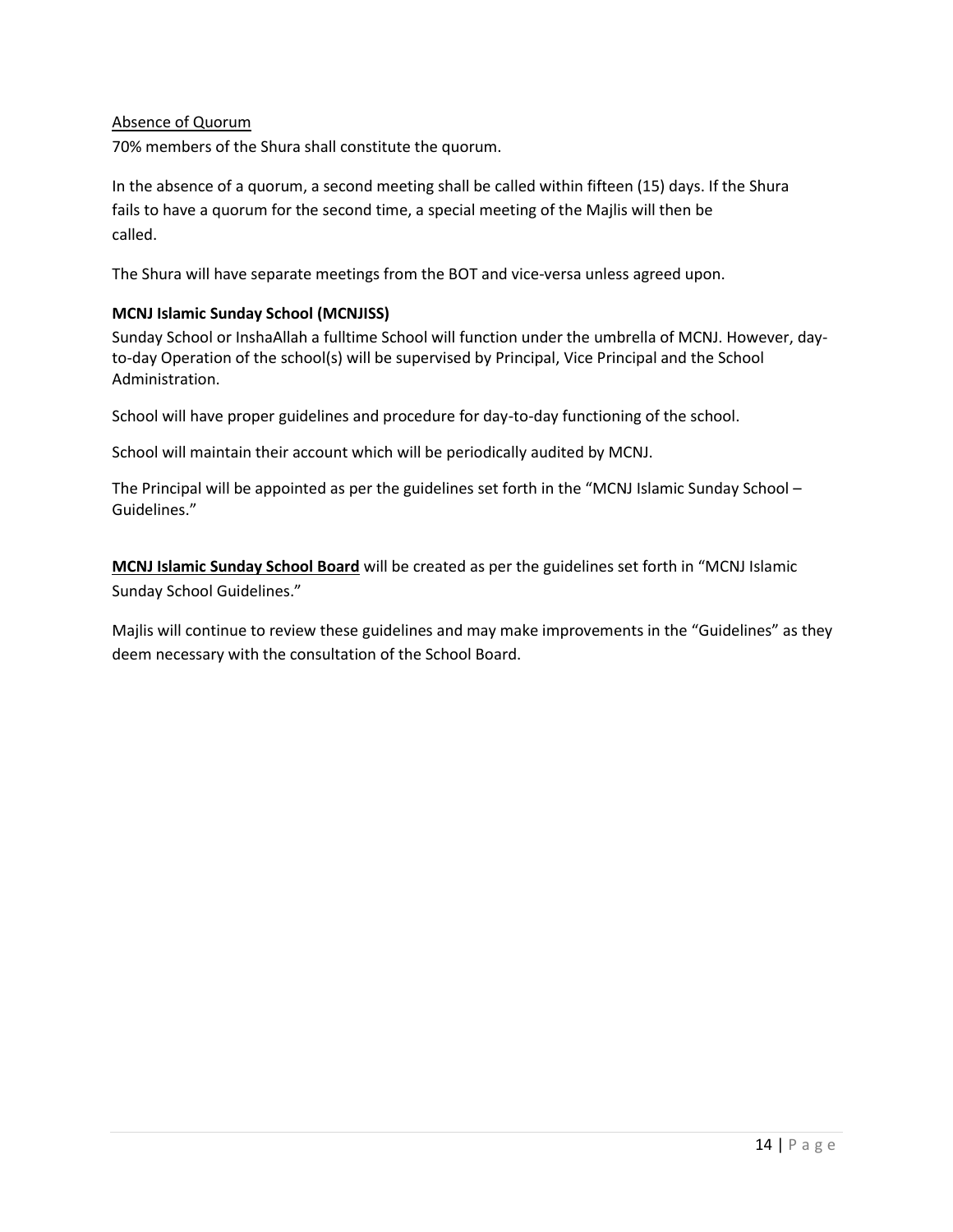<u>Absence of Quorum</u>

70% members of the Shura shall constitute the quorum.

In the absence of a quorum, a second meeting shall be called within fifteen (15) days. If the Shura fails to have a quorum for the second time, a special meeting of the Majlis will then be called.

The Shura will have separate meetings from the BOT and vice-versa unless agreed upon.

**MCNJ Islamic Sunday School (MCNJISS)**

Sunday School or InshaAllah a fulltime School will function under the umbrella of MCNJ. However, day-to-day Operation of the school(s) will be supervised by Principal, Vice Principal and the School Administration.

School will have proper guidelines and procedure for day-to-day functioning of the school.

School will maintain their account which will be periodically audited by MCNJ.

The Principal will be appointed as per the guidelines set forth in the "MCNJ Islamic Sunday School – Guidelines."

**<u>MCNJ Islamic Sunday School Board</u>** will be created as per the guidelines set forth in "MCNJ Islamic Sunday School Guidelines."

Majlis will continue to review these guidelines and may make improvements in the "Guidelines" as they deem necessary with the consultation of the School Board.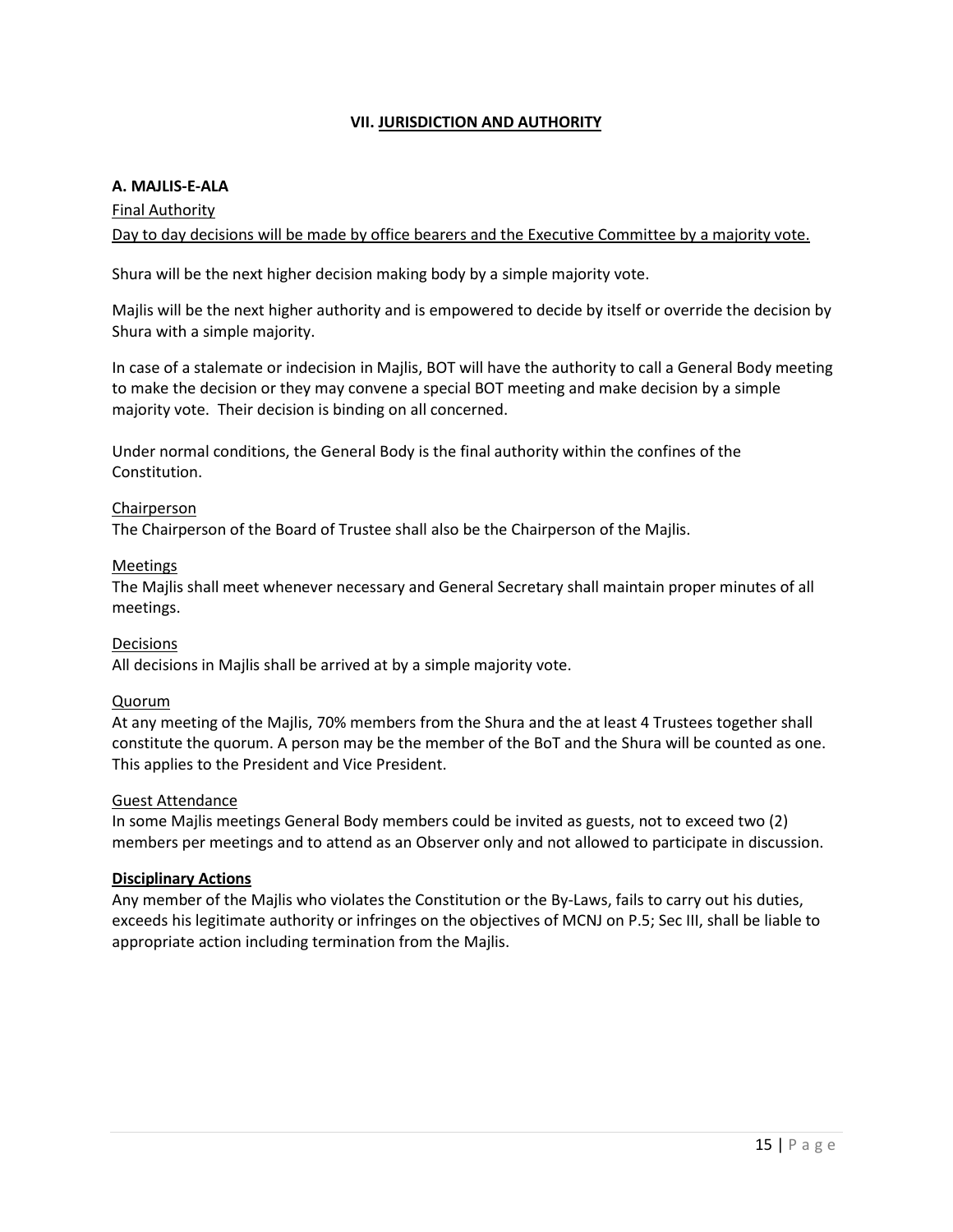## VII. JURISDICTION AND AUTHORITY

### A. MAJLIS-E-ALA

Final Authority

Day to day decisions will be made by office bearers and the Executive Committee by a majority vote.

Shura will be the next higher decision making body by a simple majority vote.

Majlis will be the next higher authority and is empowered to decide by itself or override the decision by Shura with a simple majority.

In case of a stalemate or indecision in Majlis, BOT will have the authority to call a General Body meeting to make the decision or they may convene a special BOT meeting and make decision by a simple majority vote. Their decision is binding on all concerned.

Under normal conditions, the General Body is the final authority within the confines of the Constitution.

Chairperson

The Chairperson of the Board of Trustee shall also be the Chairperson of the Majlis.

Meetings

The Majlis shall meet whenever necessary and General Secretary shall maintain proper minutes of all meetings.

Decisions

All decisions in Majlis shall be arrived at by a simple majority vote.

Quorum

At any meeting of the Majlis, 70% members from the Shura and the at least 4 Trustees together shall constitute the quorum. A person may be the member of the BoT and the Shura will be counted as one. This applies to the President and Vice President.

Guest Attendance

In some Majlis meetings General Body members could be invited as guests, not to exceed two (2) members per meetings and to attend as an Observer only and not allowed to participate in discussion.

**Disciplinary Actions**

Any member of the Majlis who violates the Constitution or the By-Laws, fails to carry out his duties, exceeds his legitimate authority or infringes on the objectives of MCNJ on P.5; Sec III, shall be liable to appropriate action including termination from the Majlis.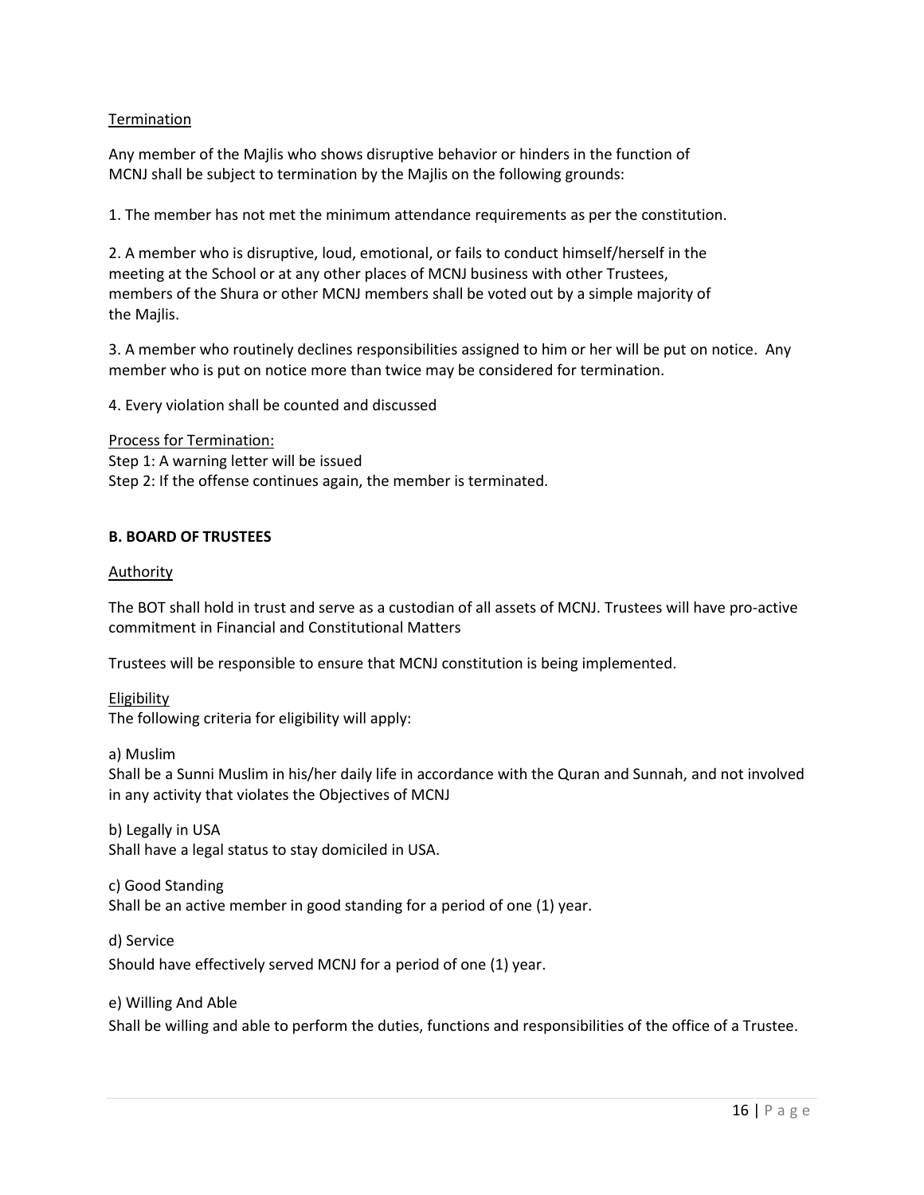Termination

Any member of the Majlis who shows disruptive behavior or hinders in the function of MCNJ shall be subject to termination by the Majlis on the following grounds:

1. The member has not met the minimum attendance requirements as per the constitution.

2. A member who is disruptive, loud, emotional, or fails to conduct himself/herself in the meeting at the School or at any other places of MCNJ business with other Trustees, members of the Shura or other MCNJ members shall be voted out by a simple majority of the Majlis.

3. A member who routinely declines responsibilities assigned to him or her will be put on notice. Any member who is put on notice more than twice may be considered for termination.

4. Every violation shall be counted and discussed

Process for Termination:
Step 1: A warning letter will be issued
Step 2: If the offense continues again, the member is terminated.

**B. BOARD OF TRUSTEES**

Authority

The BOT shall hold in trust and serve as a custodian of all assets of MCNJ. Trustees will have pro-active commitment in Financial and Constitutional Matters

Trustees will be responsible to ensure that MCNJ constitution is being implemented.

Eligibility
The following criteria for eligibility will apply:

a) Muslim
Shall be a Sunni Muslim in his/her daily life in accordance with the Quran and Sunnah, and not involved in any activity that violates the Objectives of MCNJ

b) Legally in USA
Shall have a legal status to stay domiciled in USA.

c) Good Standing
Shall be an active member in good standing for a period of one (1) year.

d) Service
Should have effectively served MCNJ for a period of one (1) year.

e) Willing And Able
Shall be willing and able to perform the duties, functions and responsibilities of the office of a Trustee.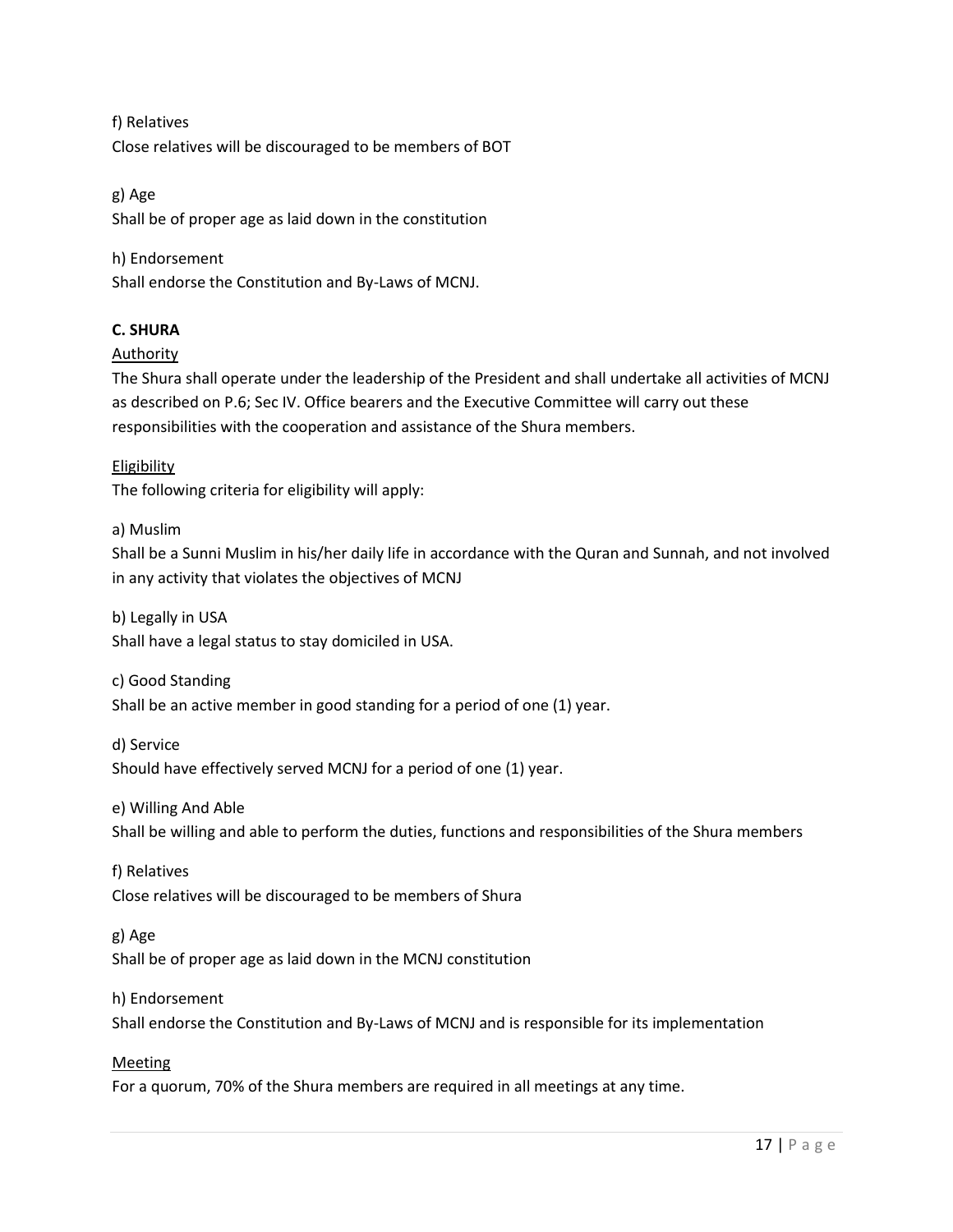f) Relatives

Close relatives will be discouraged to be members of BOT

g) Age

Shall be of proper age as laid down in the constitution

h) Endorsement

Shall endorse the Constitution and By-Laws of MCNJ.

**C. SHURA**

Authority

The Shura shall operate under the leadership of the President and shall undertake all activities of MCNJ as described on P.6; Sec IV. Office bearers and the Executive Committee will carry out these responsibilities with the cooperation and assistance of the Shura members.

Eligibility

The following criteria for eligibility will apply:

a) Muslim

Shall be a Sunni Muslim in his/her daily life in accordance with the Quran and Sunnah, and not involved in any activity that violates the objectives of MCNJ

b) Legally in USA

Shall have a legal status to stay domiciled in USA.

c) Good Standing

Shall be an active member in good standing for a period of one (1) year.

d) Service

Should have effectively served MCNJ for a period of one (1) year.

e) Willing And Able

Shall be willing and able to perform the duties, functions and responsibilities of the Shura members

f) Relatives

Close relatives will be discouraged to be members of Shura

g) Age

Shall be of proper age as laid down in the MCNJ constitution

h) Endorsement

Shall endorse the Constitution and By-Laws of MCNJ and is responsible for its implementation

Meeting

For a quorum, 70% of the Shura members are required in all meetings at any time.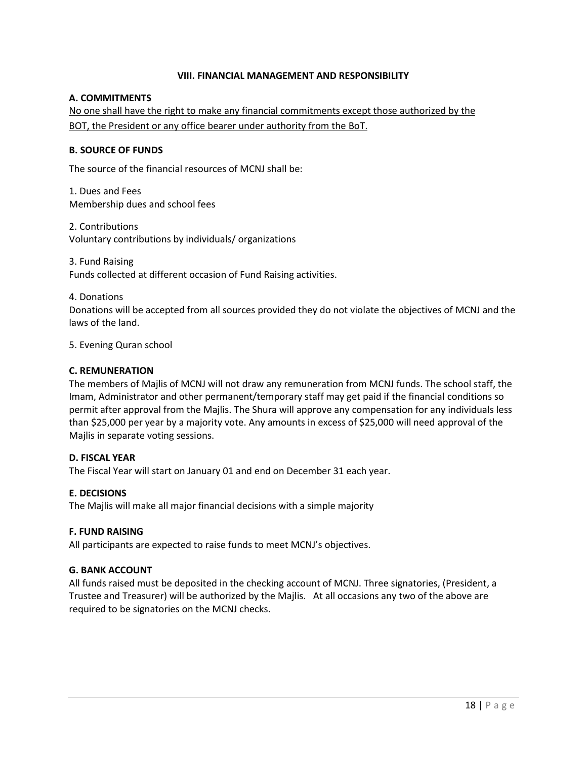## VIII. FINANCIAL MANAGEMENT AND RESPONSIBILITY

### A. COMMITMENTS

<u>No one shall have the right to make any financial commitments except those authorized by the BOT, the President or any office bearer under authority from the BoT.</u>

### B. SOURCE OF FUNDS

The source of the financial resources of MCNJ shall be:

1. Dues and Fees
Membership dues and school fees

2. Contributions
Voluntary contributions by individuals/ organizations

3. Fund Raising
Funds collected at different occasion of Fund Raising activities.

4. Donations
Donations will be accepted from all sources provided they do not violate the objectives of MCNJ and the laws of the land.

5. Evening Quran school

### C. REMUNERATION

The members of Majlis of MCNJ will not draw any remuneration from MCNJ funds. The school staff, the Imam, Administrator and other permanent/temporary staff may get paid if the financial conditions so permit after approval from the Majlis. The Shura will approve any compensation for any individuals less than $25,000 per year by a majority vote. Any amounts in excess of $25,000 will need approval of the Majlis in separate voting sessions.

### D. FISCAL YEAR

The Fiscal Year will start on January 01 and end on December 31 each year.

### E. DECISIONS

The Majlis will make all major financial decisions with a simple majority

### F. FUND RAISING

All participants are expected to raise funds to meet MCNJ's objectives.

### G. BANK ACCOUNT

All funds raised must be deposited in the checking account of MCNJ. Three signatories, (President, a Trustee and Treasurer) will be authorized by the Majlis. At all occasions any two of the above are required to be signatories on the MCNJ checks.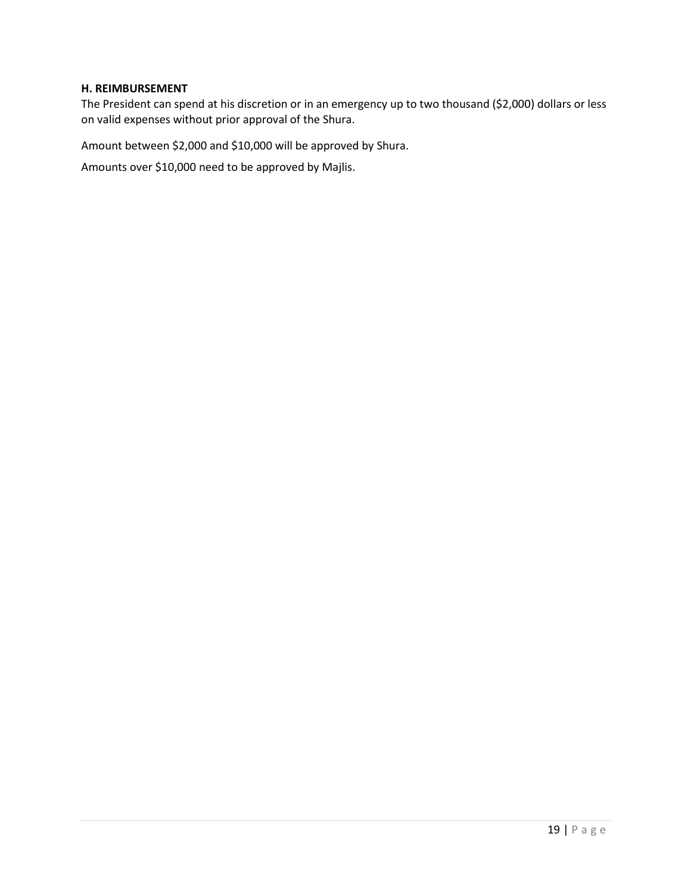**H. REIMBURSEMENT**

The President can spend at his discretion or in an emergency up to two thousand ($2,000) dollars or less on valid expenses without prior approval of the Shura.

Amount between $2,000 and $10,000 will be approved by Shura.

Amounts over $10,000 need to be approved by Majlis.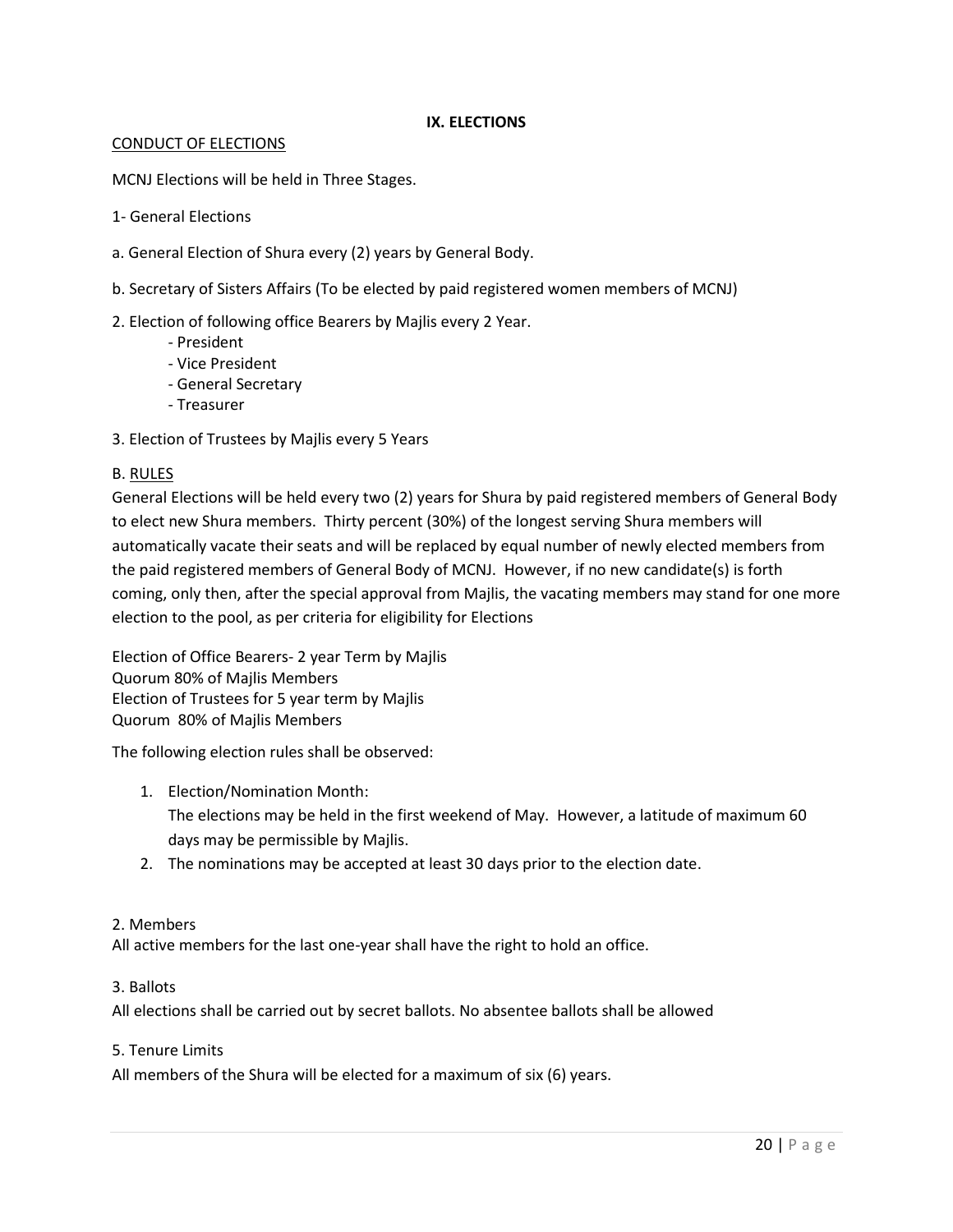## IX. ELECTIONS

<u>CONDUCT OF ELECTIONS</u>

MCNJ Elections will be held in Three Stages.

1- General Elections

a. General Election of Shura every (2) years by General Body.

b. Secretary of Sisters Affairs (To be elected by paid registered women members of MCNJ)

2. Election of following office Bearers by Majlis every 2 Year.
   - President
   - Vice President
   - General Secretary
   - Treasurer

3. Election of Trustees by Majlis every 5 Years

B. <u>RULES</u>

General Elections will be held every two (2) years for Shura by paid registered members of General Body to elect new Shura members. Thirty percent (30%) of the longest serving Shura members will automatically vacate their seats and will be replaced by equal number of newly elected members from the paid registered members of General Body of MCNJ. However, if no new candidate(s) is forth coming, only then, after the special approval from Majlis, the vacating members may stand for one more election to the pool, as per criteria for eligibility for Elections

Election of Office Bearers- 2 year Term by Majlis
Quorum 80% of Majlis Members
Election of Trustees for 5 year term by Majlis
Quorum 80% of Majlis Members

The following election rules shall be observed:

1. Election/Nomination Month:
   The elections may be held in the first weekend of May. However, a latitude of maximum 60 days may be permissible by Majlis.
2. The nominations may be accepted at least 30 days prior to the election date.

2. Members
All active members for the last one-year shall have the right to hold an office.

3. Ballots
All elections shall be carried out by secret ballots. No absentee ballots shall be allowed

5. Tenure Limits
All members of the Shura will be elected for a maximum of six (6) years.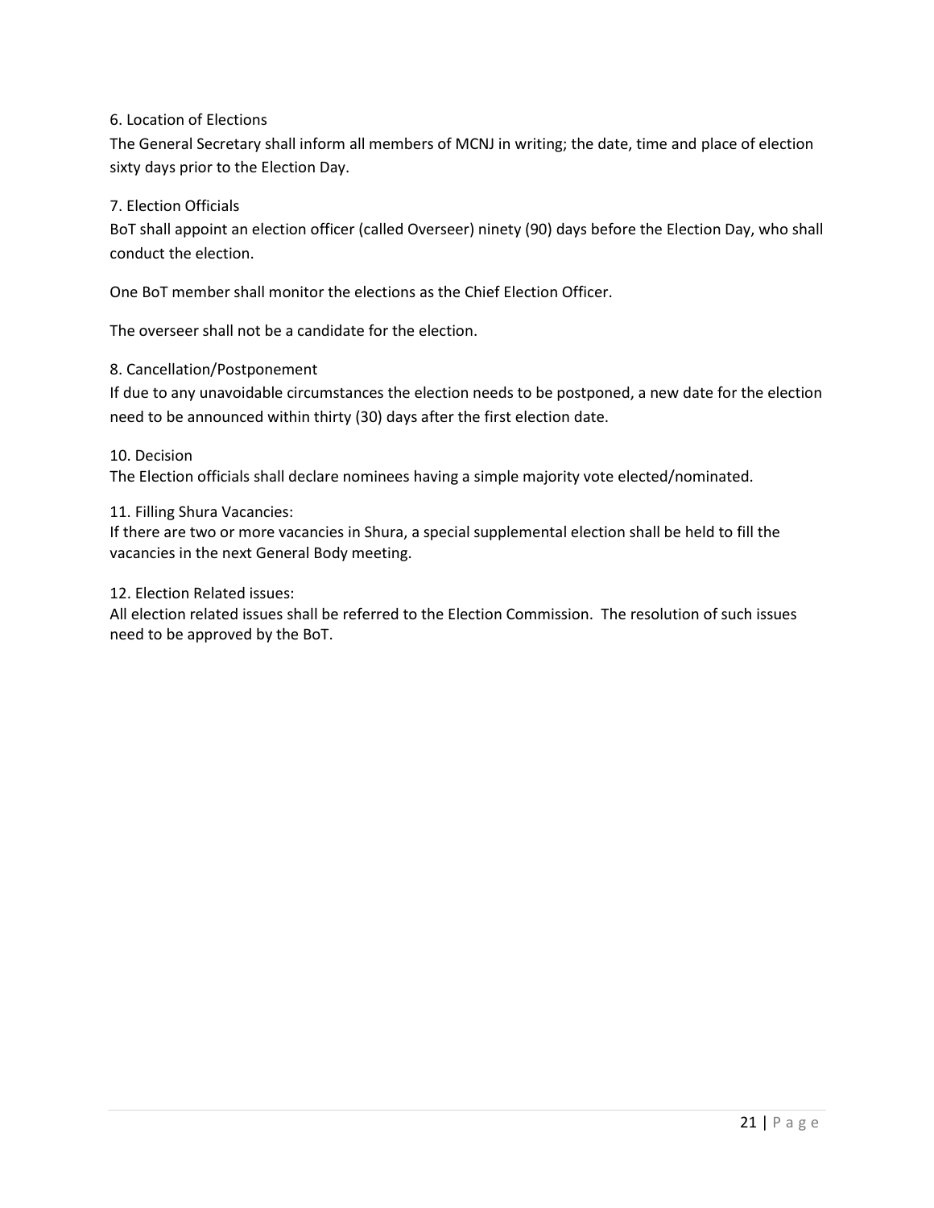6. Location of Elections

The General Secretary shall inform all members of MCNJ in writing; the date, time and place of election sixty days prior to the Election Day.

7. Election Officials

BoT shall appoint an election officer (called Overseer) ninety (90) days before the Election Day, who shall conduct the election.

One BoT member shall monitor the elections as the Chief Election Officer.

The overseer shall not be a candidate for the election.

8. Cancellation/Postponement

If due to any unavoidable circumstances the election needs to be postponed, a new date for the election need to be announced within thirty (30) days after the first election date.

10. Decision

The Election officials shall declare nominees having a simple majority vote elected/nominated.

11. Filling Shura Vacancies:

If there are two or more vacancies in Shura, a special supplemental election shall be held to fill the vacancies in the next General Body meeting.

12. Election Related issues:

All election related issues shall be referred to the Election Commission. The resolution of such issues need to be approved by the BoT.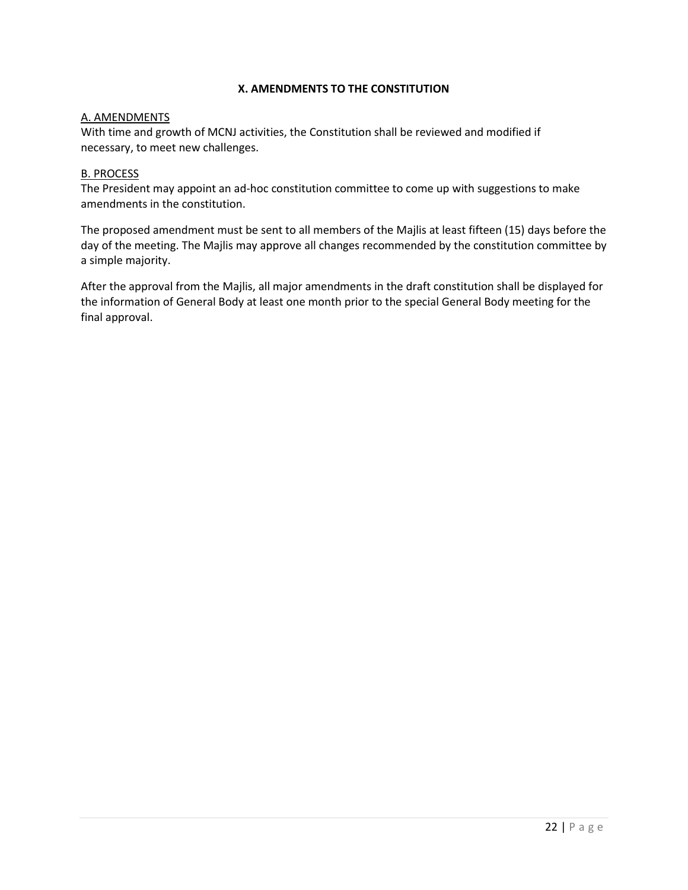## X. AMENDMENTS TO THE CONSTITUTION

### A. AMENDMENTS

With time and growth of MCNJ activities, the Constitution shall be reviewed and modified if necessary, to meet new challenges.

### B. PROCESS

The President may appoint an ad-hoc constitution committee to come up with suggestions to make amendments in the constitution.

The proposed amendment must be sent to all members of the Majlis at least fifteen (15) days before the day of the meeting. The Majlis may approve all changes recommended by the constitution committee by a simple majority.

After the approval from the Majlis, all major amendments in the draft constitution shall be displayed for the information of General Body at least one month prior to the special General Body meeting for the final approval.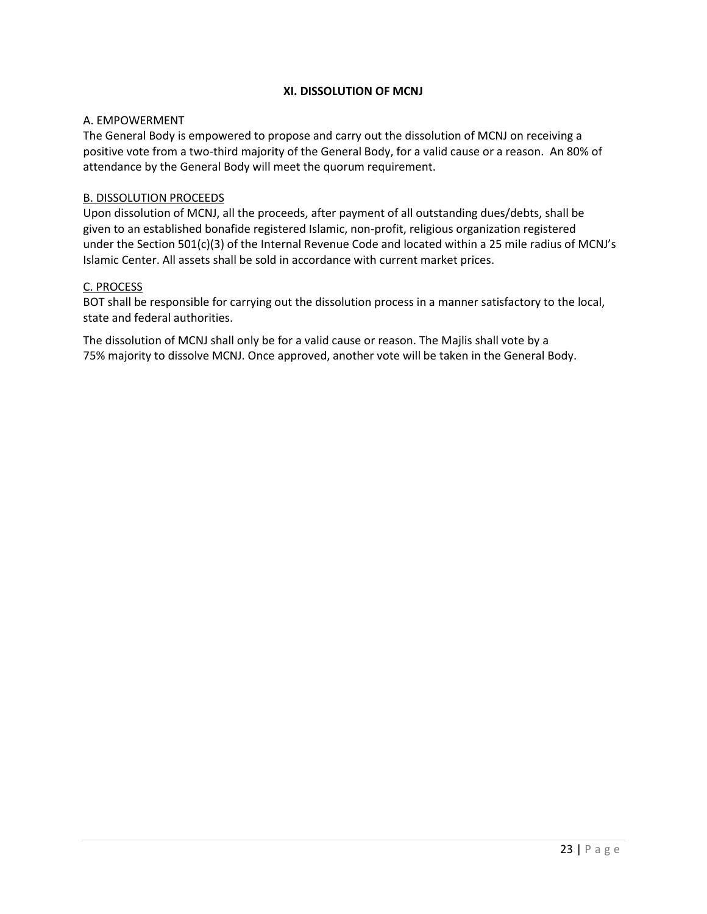## XI. DISSOLUTION OF MCNJ

A. EMPOWERMENT

The General Body is empowered to propose and carry out the dissolution of MCNJ on receiving a positive vote from a two-third majority of the General Body, for a valid cause or a reason. An 80% of attendance by the General Body will meet the quorum requirement.

B. DISSOLUTION PROCEEDS

Upon dissolution of MCNJ, all the proceeds, after payment of all outstanding dues/debts, shall be given to an established bonafide registered Islamic, non-profit, religious organization registered under the Section 501(c)(3) of the Internal Revenue Code and located within a 25 mile radius of MCNJ's Islamic Center. All assets shall be sold in accordance with current market prices.

C. PROCESS

BOT shall be responsible for carrying out the dissolution process in a manner satisfactory to the local, state and federal authorities.

The dissolution of MCNJ shall only be for a valid cause or reason. The Majlis shall vote by a 75% majority to dissolve MCNJ. Once approved, another vote will be taken in the General Body.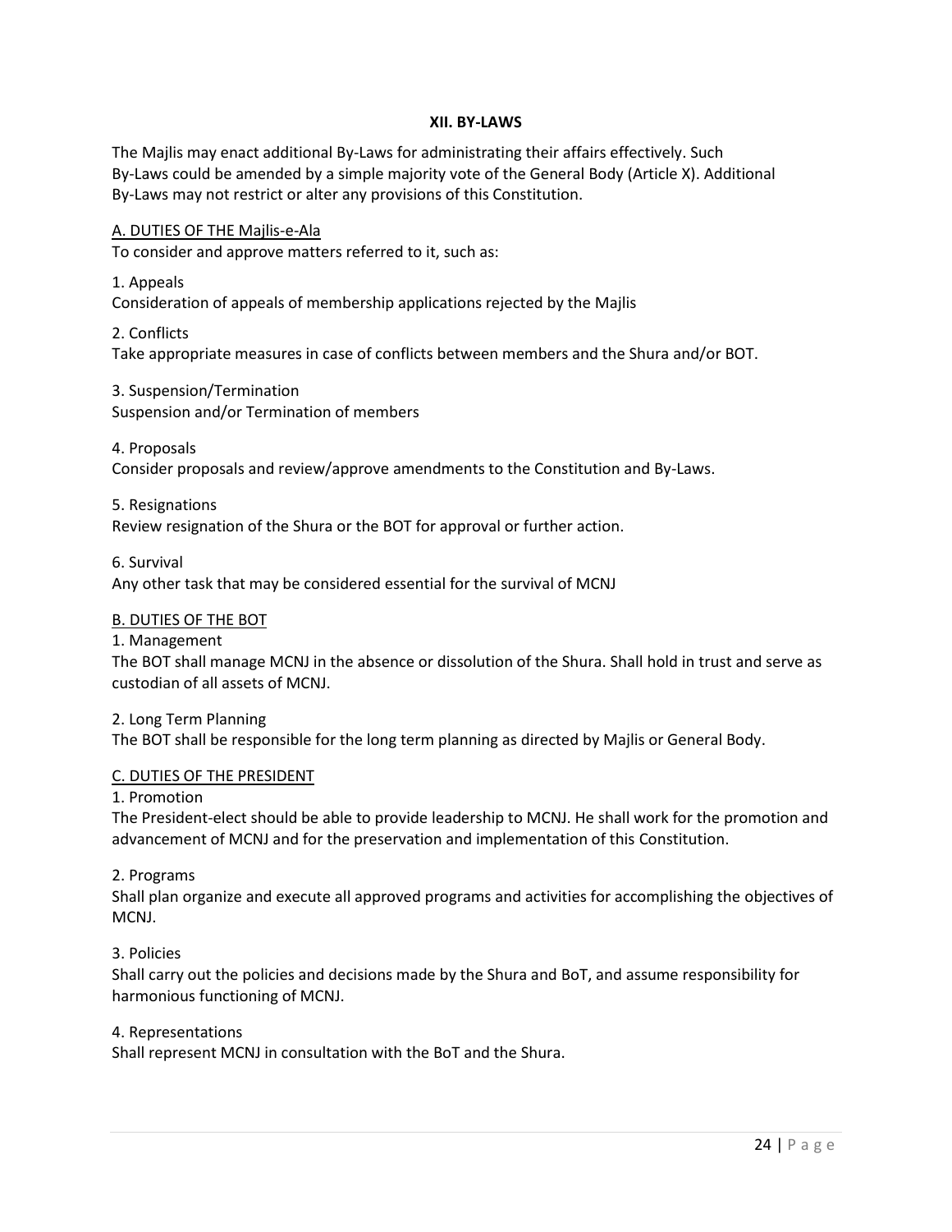## XII. BY-LAWS

The Majlis may enact additional By-Laws for administrating their affairs effectively. Such By-Laws could be amended by a simple majority vote of the General Body (Article X). Additional By-Laws may not restrict or alter any provisions of this Constitution.

### A. DUTIES OF THE Majlis-e-Ala

To consider and approve matters referred to it, such as:

1. Appeals
Consideration of appeals of membership applications rejected by the Majlis

2. Conflicts
Take appropriate measures in case of conflicts between members and the Shura and/or BOT.

3. Suspension/Termination
Suspension and/or Termination of members

4. Proposals
Consider proposals and review/approve amendments to the Constitution and By-Laws.

5. Resignations
Review resignation of the Shura or the BOT for approval or further action.

6. Survival
Any other task that may be considered essential for the survival of MCNJ

### B. DUTIES OF THE BOT

1. Management
The BOT shall manage MCNJ in the absence or dissolution of the Shura. Shall hold in trust and serve as custodian of all assets of MCNJ.

2. Long Term Planning
The BOT shall be responsible for the long term planning as directed by Majlis or General Body.

### C. DUTIES OF THE PRESIDENT

1. Promotion
The President-elect should be able to provide leadership to MCNJ. He shall work for the promotion and advancement of MCNJ and for the preservation and implementation of this Constitution.

2. Programs
Shall plan organize and execute all approved programs and activities for accomplishing the objectives of MCNJ.

3. Policies
Shall carry out the policies and decisions made by the Shura and BoT, and assume responsibility for harmonious functioning of MCNJ.

4. Representations
Shall represent MCNJ in consultation with the BoT and the Shura.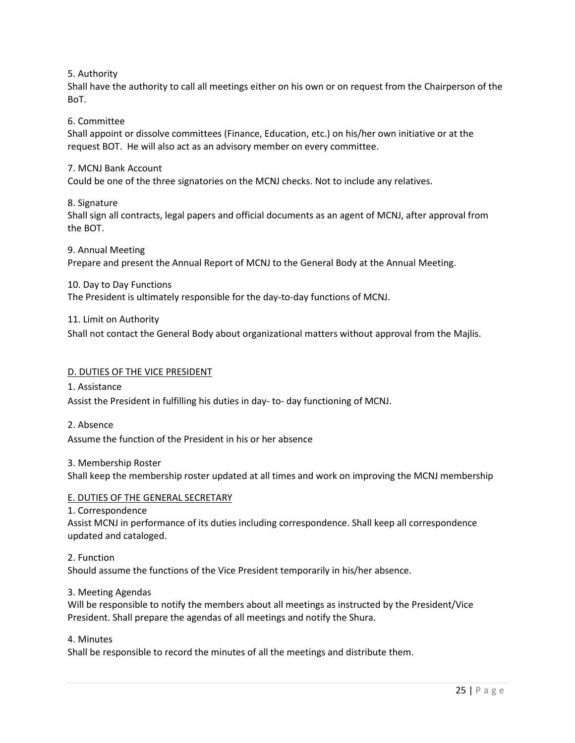5. Authority

Shall have the authority to call all meetings either on his own or on request from the Chairperson of the BoT.

6. Committee

Shall appoint or dissolve committees (Finance, Education, etc.) on his/her own initiative or at the request BOT. He will also act as an advisory member on every committee.

7. MCNJ Bank Account

Could be one of the three signatories on the MCNJ checks. Not to include any relatives.

8. Signature

Shall sign all contracts, legal papers and official documents as an agent of MCNJ, after approval from the BOT.

9. Annual Meeting

Prepare and present the Annual Report of MCNJ to the General Body at the Annual Meeting.

10. Day to Day Functions

The President is ultimately responsible for the day-to-day functions of MCNJ.

11. Limit on Authority

Shall not contact the General Body about organizational matters without approval from the Majlis.

## D. DUTIES OF THE VICE PRESIDENT

1. Assistance

Assist the President in fulfilling his duties in day- to- day functioning of MCNJ.

2. Absence

Assume the function of the President in his or her absence

3. Membership Roster

Shall keep the membership roster updated at all times and work on improving the MCNJ membership

## E. DUTIES OF THE GENERAL SECRETARY

1. Correspondence

Assist MCNJ in performance of its duties including correspondence. Shall keep all correspondence updated and cataloged.

2. Function

Should assume the functions of the Vice President temporarily in his/her absence.

3. Meeting Agendas

Will be responsible to notify the members about all meetings as instructed by the President/Vice President. Shall prepare the agendas of all meetings and notify the Shura.

4. Minutes

Shall be responsible to record the minutes of all the meetings and distribute them.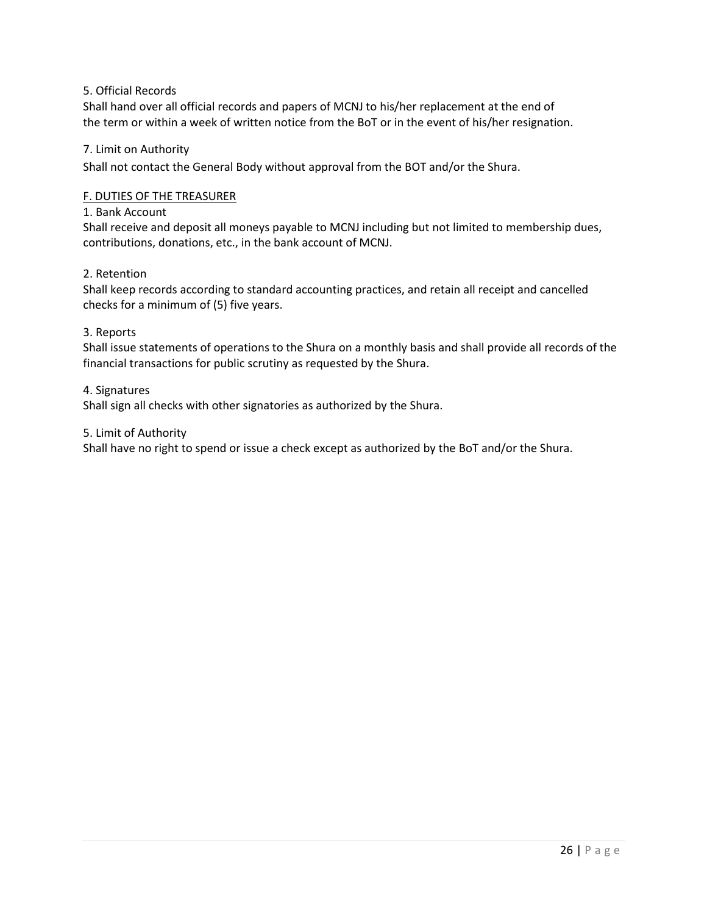5. Official Records

Shall hand over all official records and papers of MCNJ to his/her replacement at the end of the term or within a week of written notice from the BoT or in the event of his/her resignation.

7. Limit on Authority

Shall not contact the General Body without approval from the BOT and/or the Shura.

<u>F. DUTIES OF THE TREASURER</u>

1. Bank Account

Shall receive and deposit all moneys payable to MCNJ including but not limited to membership dues, contributions, donations, etc., in the bank account of MCNJ.

2. Retention

Shall keep records according to standard accounting practices, and retain all receipt and cancelled checks for a minimum of (5) five years.

3. Reports

Shall issue statements of operations to the Shura on a monthly basis and shall provide all records of the financial transactions for public scrutiny as requested by the Shura.

4. Signatures

Shall sign all checks with other signatories as authorized by the Shura.

5. Limit of Authority

Shall have no right to spend or issue a check except as authorized by the BoT and/or the Shura.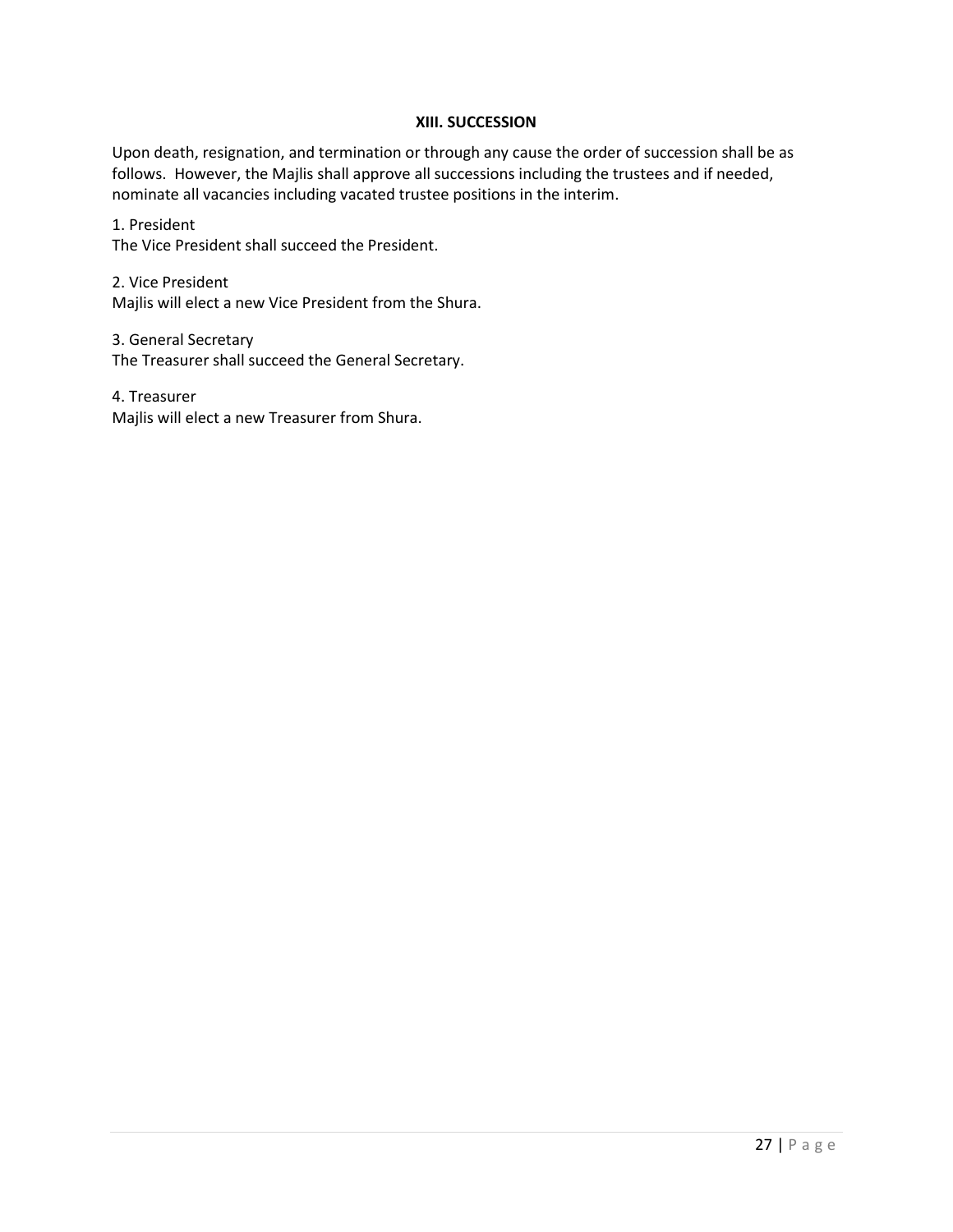## XIII. SUCCESSION

Upon death, resignation, and termination or through any cause the order of succession shall be as follows. However, the Majlis shall approve all successions including the trustees and if needed, nominate all vacancies including vacated trustee positions in the interim.

1. President
The Vice President shall succeed the President.

2. Vice President
Majlis will elect a new Vice President from the Shura.

3. General Secretary
The Treasurer shall succeed the General Secretary.

4. Treasurer
Majlis will elect a new Treasurer from Shura.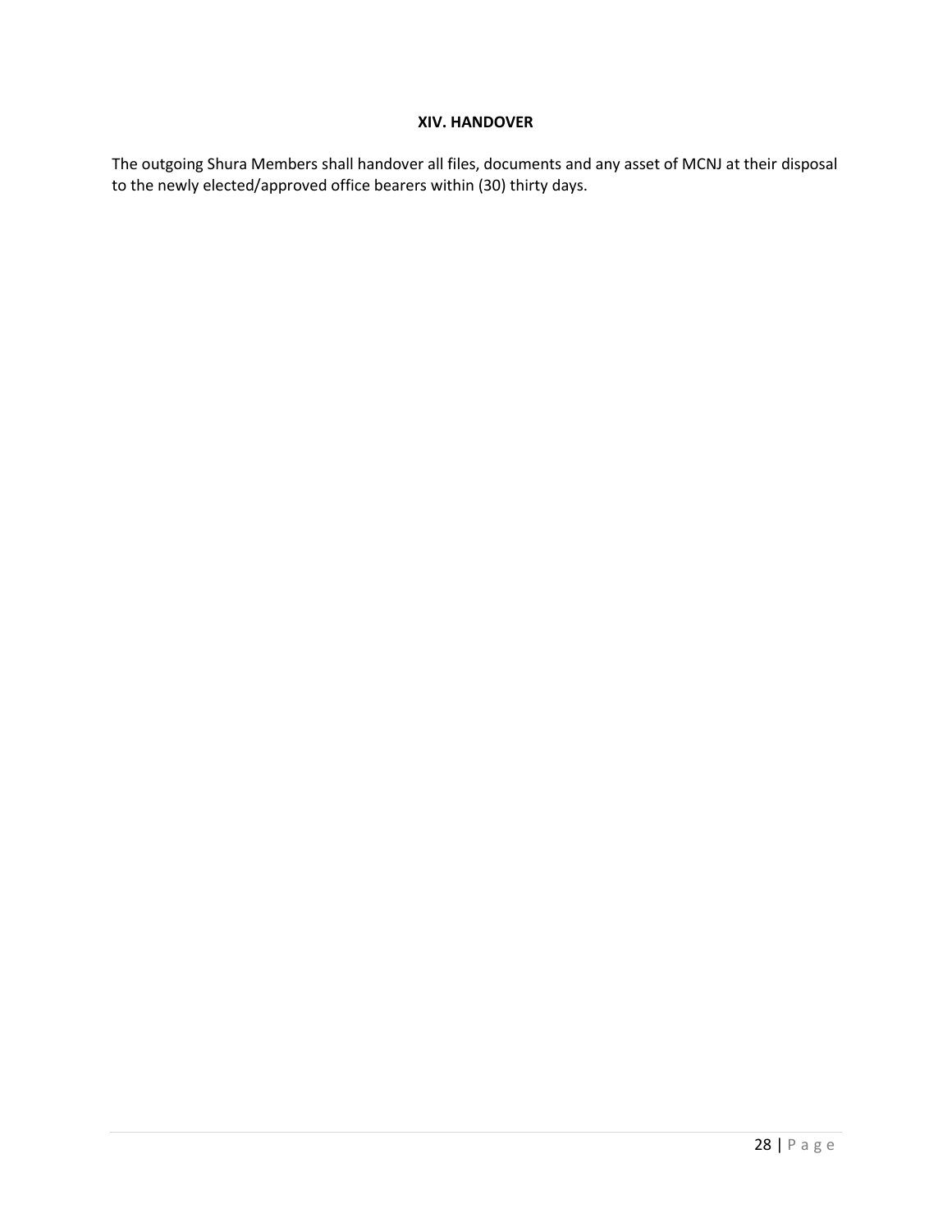## XIV. HANDOVER

The outgoing Shura Members shall handover all files, documents and any asset of MCNJ at their disposal to the newly elected/approved office bearers within (30) thirty days.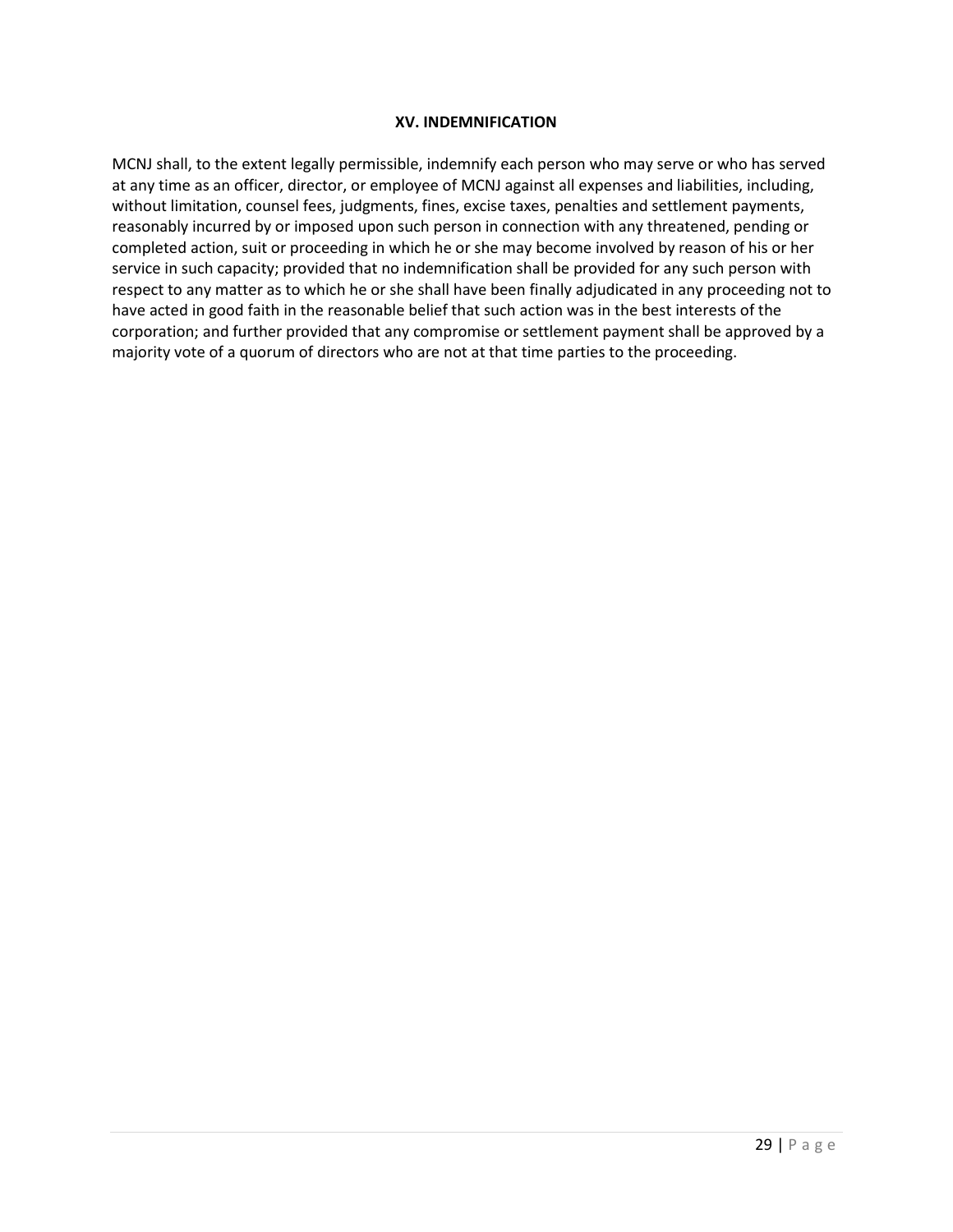## XV. INDEMNIFICATION

MCNJ shall, to the extent legally permissible, indemnify each person who may serve or who has served at any time as an officer, director, or employee of MCNJ against all expenses and liabilities, including, without limitation, counsel fees, judgments, fines, excise taxes, penalties and settlement payments, reasonably incurred by or imposed upon such person in connection with any threatened, pending or completed action, suit or proceeding in which he or she may become involved by reason of his or her service in such capacity; provided that no indemnification shall be provided for any such person with respect to any matter as to which he or she shall have been finally adjudicated in any proceeding not to have acted in good faith in the reasonable belief that such action was in the best interests of the corporation; and further provided that any compromise or settlement payment shall be approved by a majority vote of a quorum of directors who are not at that time parties to the proceeding.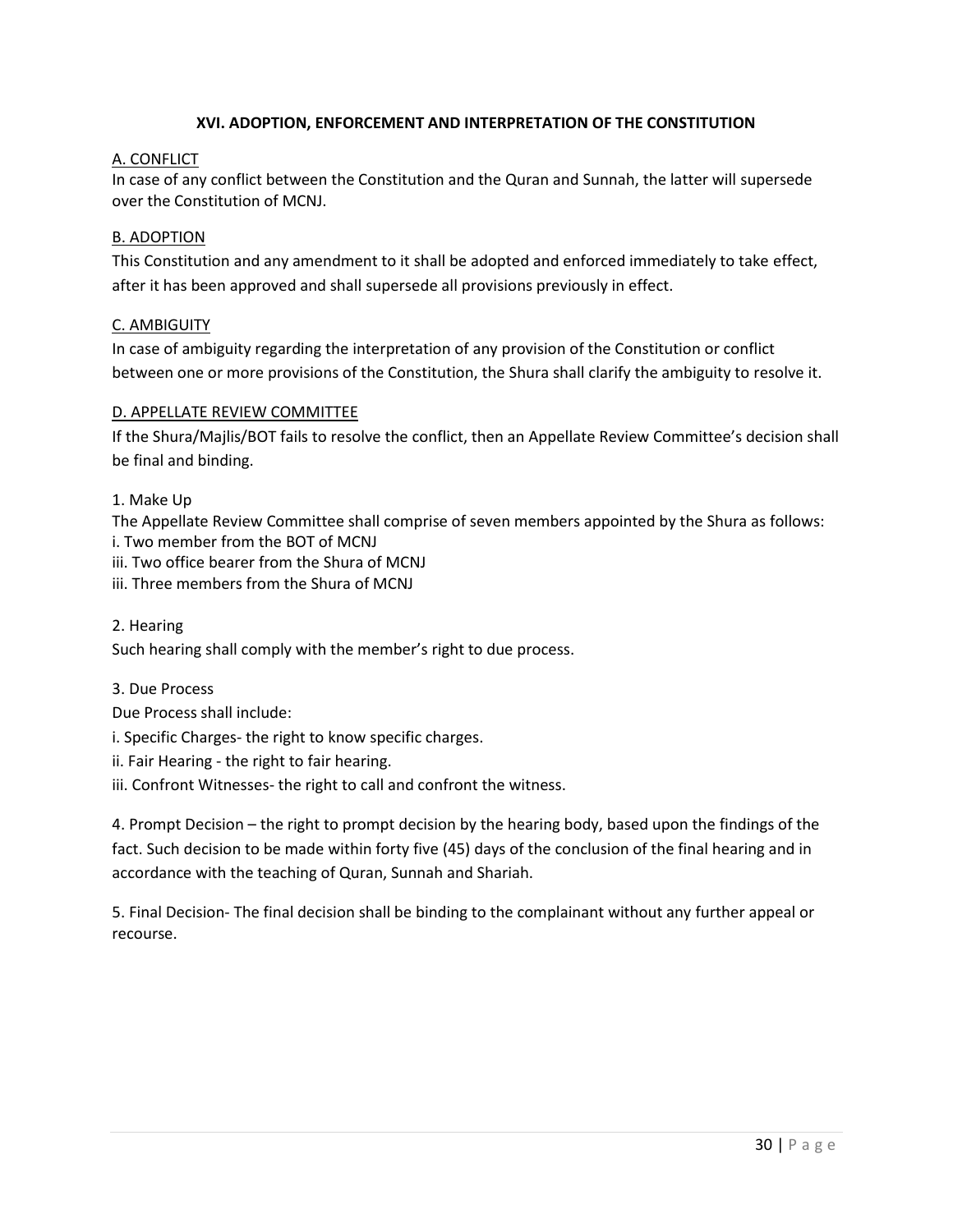## XVI. ADOPTION, ENFORCEMENT AND INTERPRETATION OF THE CONSTITUTION

### A. CONFLICT

In case of any conflict between the Constitution and the Quran and Sunnah, the latter will supersede over the Constitution of MCNJ.

### B. ADOPTION

This Constitution and any amendment to it shall be adopted and enforced immediately to take effect, after it has been approved and shall supersede all provisions previously in effect.

### C. AMBIGUITY

In case of ambiguity regarding the interpretation of any provision of the Constitution or conflict between one or more provisions of the Constitution, the Shura shall clarify the ambiguity to resolve it.

### D. APPELLATE REVIEW COMMITTEE

If the Shura/Majlis/BOT fails to resolve the conflict, then an Appellate Review Committee's decision shall be final and binding.

1. Make Up

The Appellate Review Committee shall comprise of seven members appointed by the Shura as follows:
i. Two member from the BOT of MCNJ
iii. Two office bearer from the Shura of MCNJ
iii. Three members from the Shura of MCNJ

2. Hearing

Such hearing shall comply with the member's right to due process.

3. Due Process

Due Process shall include:

i. Specific Charges- the right to know specific charges.

ii. Fair Hearing - the right to fair hearing.

iii. Confront Witnesses- the right to call and confront the witness.

4. Prompt Decision – the right to prompt decision by the hearing body, based upon the findings of the fact. Such decision to be made within forty five (45) days of the conclusion of the final hearing and in accordance with the teaching of Quran, Sunnah and Shariah.

5. Final Decision- The final decision shall be binding to the complainant without any further appeal or recourse.